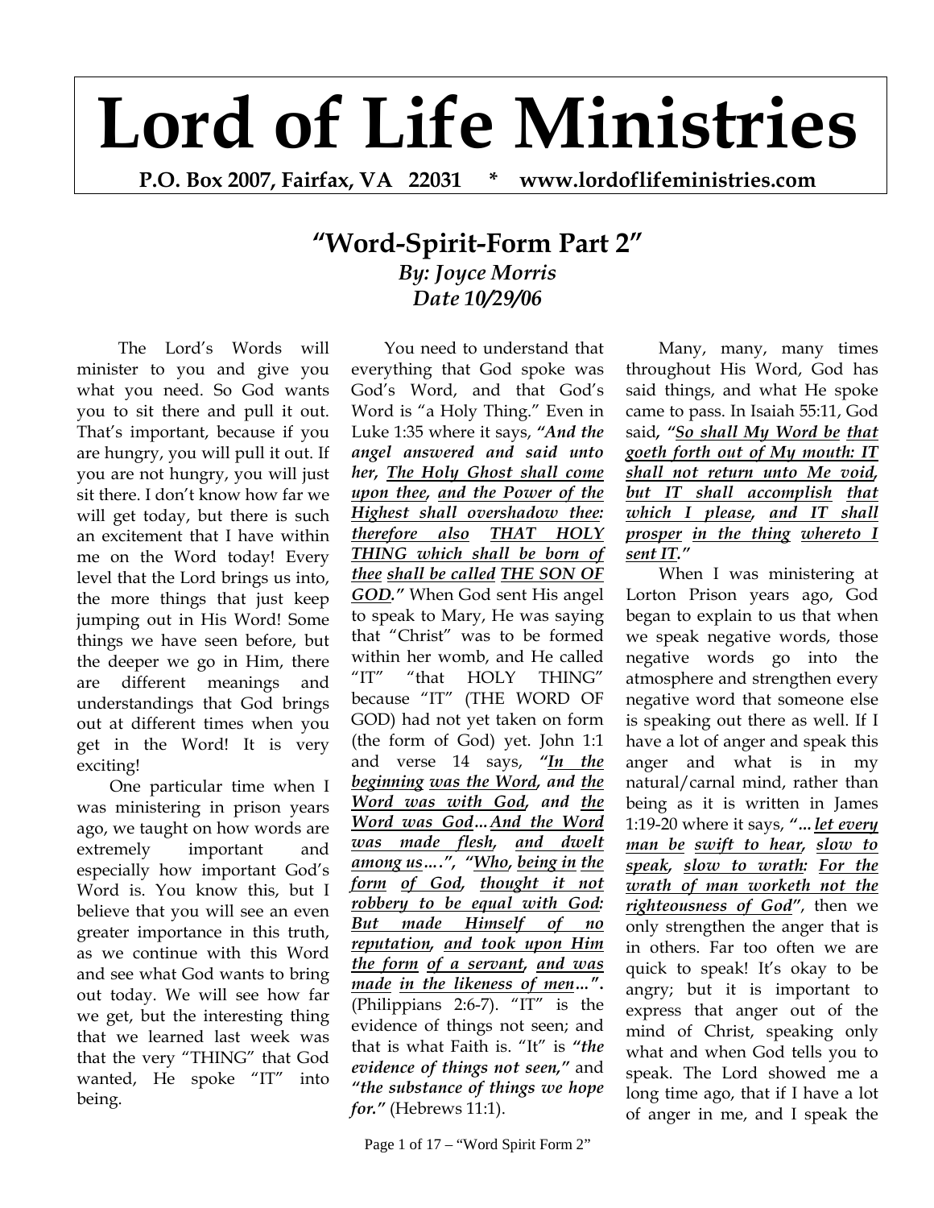# Lord of Life Ministries

**P.O. Box 2007, Fairfax, VA 22031 * www.lordoflifeministries.com**

## "Word-Spirit-Form Part 2"

***By: Joyce Morris***
***Date 10/29/06***

The Lord's Words will minister to you and give you what you need. So God wants you to sit there and pull it out. That's important, because if you are hungry, you will pull it out. If you are not hungry, you will just sit there. I don't know how far we will get today, but there is such an excitement that I have within me on the Word today! Every level that the Lord brings us into, the more things that just keep jumping out in His Word! Some things we have seen before, but the deeper we go in Him, there are different meanings and understandings that God brings out at different times when you get in the Word! It is very exciting!

One particular time when I was ministering in prison years ago, we taught on how words are extremely important and especially how important God's Word is. You know this, but I believe that you will see an even greater importance in this truth, as we continue with this Word and see what God wants to bring out today. We will see how far we get, but the interesting thing that we learned last week was that the very "THING" that God wanted, He spoke "IT" into being.

You need to understand that everything that God spoke was God's Word, and that God's Word is "a Holy Thing." Even in Luke 1:35 where it says, ***"And the angel answered and said unto her, <u>The Holy Ghost shall come upon thee</u>, <u>and the Power of the Highest shall overshadow thee: therefore also</u> <u>THAT HOLY THING which shall be born of thee</u> <u>shall be called</u> <u>THE SON OF GOD</u>."*** When God sent His angel to speak to Mary, He was saying that "Christ" was to be formed within her womb, and He called "IT" "that HOLY THING" because "IT" (THE WORD OF GOD) had not yet taken on form (the form of God) yet. John 1:1 and verse 14 says, ***"<u>In the beginning</u> <u>was the Word</u>, and <u>the Word was with God</u>, and <u>the Word was God</u>...<u>And the Word was made flesh</u>, <u>and dwelt among us</u>....", "<u>Who</u>, <u>being in</u> <u>the form</u> <u>of God</u>, <u>thought it not robbery to be equal with God</u>: <u>But made Himself of no reputation</u>, <u>and took upon Him the form</u> <u>of a servant</u>, <u>and was made</u> <u>in the likeness of men</u>...".*** (Philippians 2:6-7). "IT" is the evidence of things not seen; and that is what Faith is. "It" is ***"the evidence of things not seen,"*** and ***"the substance of things we hope for."*** (Hebrews 11:1).

Many, many, many times throughout His Word, God has said things, and what He spoke came to pass. In Isaiah 55:11, God said, ***"<u>So shall My Word be</u> <u>that goeth forth out of My mouth: IT shall not return unto Me void</u>, <u>but IT shall accomplish</u> <u>that which I please</u>, <u>and IT shall prosper</u> <u>in the thing</u> <u>whereto I sent IT</u>."***

When I was ministering at Lorton Prison years ago, God began to explain to us that when we speak negative words, those negative words go into the atmosphere and strengthen every negative word that someone else is speaking out there as well. If I have a lot of anger and speak this anger and what is in my natural/carnal mind, rather than being as it is written in James 1:19-20 where it says, ***"...<u>let every man be</u> <u>swift to hear</u>, <u>slow to speak</u>, <u>slow to wrath</u>: <u>For the wrath of man worketh not the righteousness of God</u>"***, then we only strengthen the anger that is in others. Far too often we are quick to speak! It's okay to be angry; but it is important to express that anger out of the mind of Christ, speaking only what and when God tells you to speak. The Lord showed me a long time ago, that if I have a lot of anger in me, and I speak the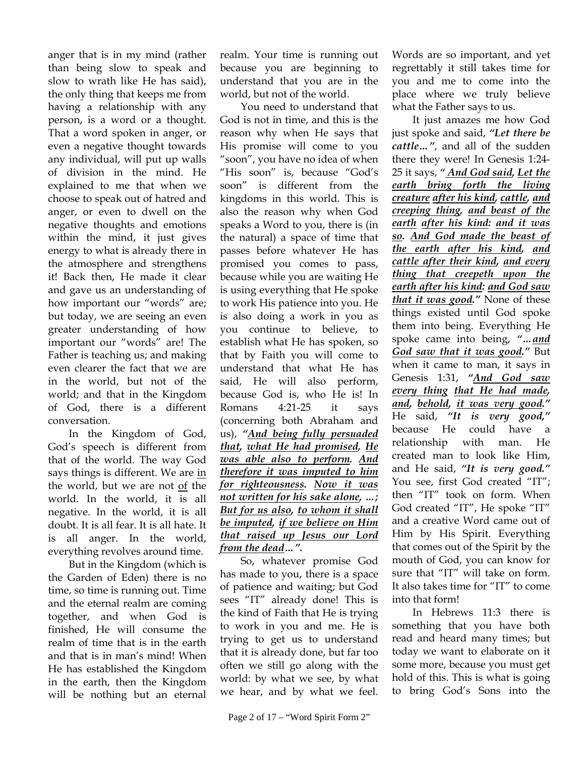anger that is in my mind (rather than being slow to speak and slow to wrath like He has said), the only thing that keeps me from having a relationship with any person, is a word or a thought. That a word spoken in anger, or even a negative thought towards any individual, will put up walls of division in the mind. He explained to me that when we choose to speak out of hatred and anger, or even to dwell on the negative thoughts and emotions within the mind, it just gives energy to what is already there in the atmosphere and strengthens it! Back then, He made it clear and gave us an understanding of how important our "words" are; but today, we are seeing an even greater understanding of how important our "words" are! The Father is teaching us; and making even clearer the fact that we are in the world, but not of the world; and that in the Kingdom of God, there is a different conversation.

In the Kingdom of God, God's speech is different from that of the world. The way God says things is different. We are <u>in</u> the world, but we are not <u>of</u> the world. In the world, it is all negative. In the world, it is all doubt. It is all fear. It is all hate. It is all anger. In the world, everything revolves around time.

But in the Kingdom (which is the Garden of Eden) there is no time, so time is running out. Time and the eternal realm are coming together, and when God is finished, He will consume the realm of time that is in the earth and that is in man's mind! When He has established the Kingdom in the earth, then the Kingdom will be nothing but an eternal realm. Your time is running out because you are beginning to understand that you are in the world, but not of the world.

You need to understand that God is not in time, and this is the reason why when He says that His promise will come to you "soon", you have no idea of when "His soon" is, because "God's soon" is different from the kingdoms in this world. This is also the reason why when God speaks a Word to you, there is (in the natural) a space of time that passes before whatever He has promised you comes to pass, because while you are waiting He is using everything that He spoke to work His patience into you. He is also doing a work in you as you continue to believe, to establish what He has spoken, so that by Faith you will come to understand that what He has said, He will also perform, because God is, who He is! In Romans 4:21-25 it says (concerning both Abraham and us), ***"<u>And being fully persuaded that</u>, <u>what He had promised</u>, <u>He was able also to perform</u>. <u>And therefore it was imputed to him for righteousness</u>. <u>Now it was not written for his sake alone</u>, ...; <u>But for us also</u>, <u>to whom it shall be imputed</u>, <u>if we believe on Him that raised up Jesus our Lord from the dead</u>..."***.

So, whatever promise God has made to you, there is a space of patience and waiting; but God sees "IT" already done! This is the kind of Faith that He is trying to work in you and me. He is trying to get us to understand that it is already done, but far too often we still go along with the world: by what we see, by what we hear, and by what we feel. Words are so important, and yet regrettably it still takes time for you and me to come into the place where we truly believe what the Father says to us.

It just amazes me how God just spoke and said, ***"Let there be cattle..."***, and all of the sudden there they were! In Genesis 1:24-25 it says, ***"<u>And God said</u>, <u>Let the earth bring forth the living creature</u> <u>after his kind</u>, <u>cattle</u>, <u>and creeping thing</u>, <u>and beast of the earth</u> <u>after his kind</u>: <u>and it was so</u>. <u>And God made the beast of the earth after his kind</u>, <u>and cattle after their kind</u>, <u>and every thing that creepeth upon the earth after his kind</u>: <u>and God saw that it was good</u>."*** None of these things existed until God spoke them into being. Everything He spoke came into being, ***"...<u>and God saw that it was good</u>."*** But when it came to man, it says in Genesis 1:31, ***"<u>And God saw every thing</u> <u>that He had made</u>, <u>and</u>, <u>behold</u>, <u>it was very good</u>."*** He said, ***"It is very good,"*** because He could have a relationship with man. He created man to look like Him, and He said, ***"It is very good."*** You see, first God created "IT"; then "IT" took on form. When God created "IT", He spoke "IT" and a creative Word came out of Him by His Spirit. Everything that comes out of the Spirit by the mouth of God, you can know for sure that "IT" will take on form. It also takes time for "IT" to come into that form!

In Hebrews 11:3 there is something that you have both read and heard many times; but today we want to elaborate on it some more, because you must get hold of this. This is what is going to bring God's Sons into the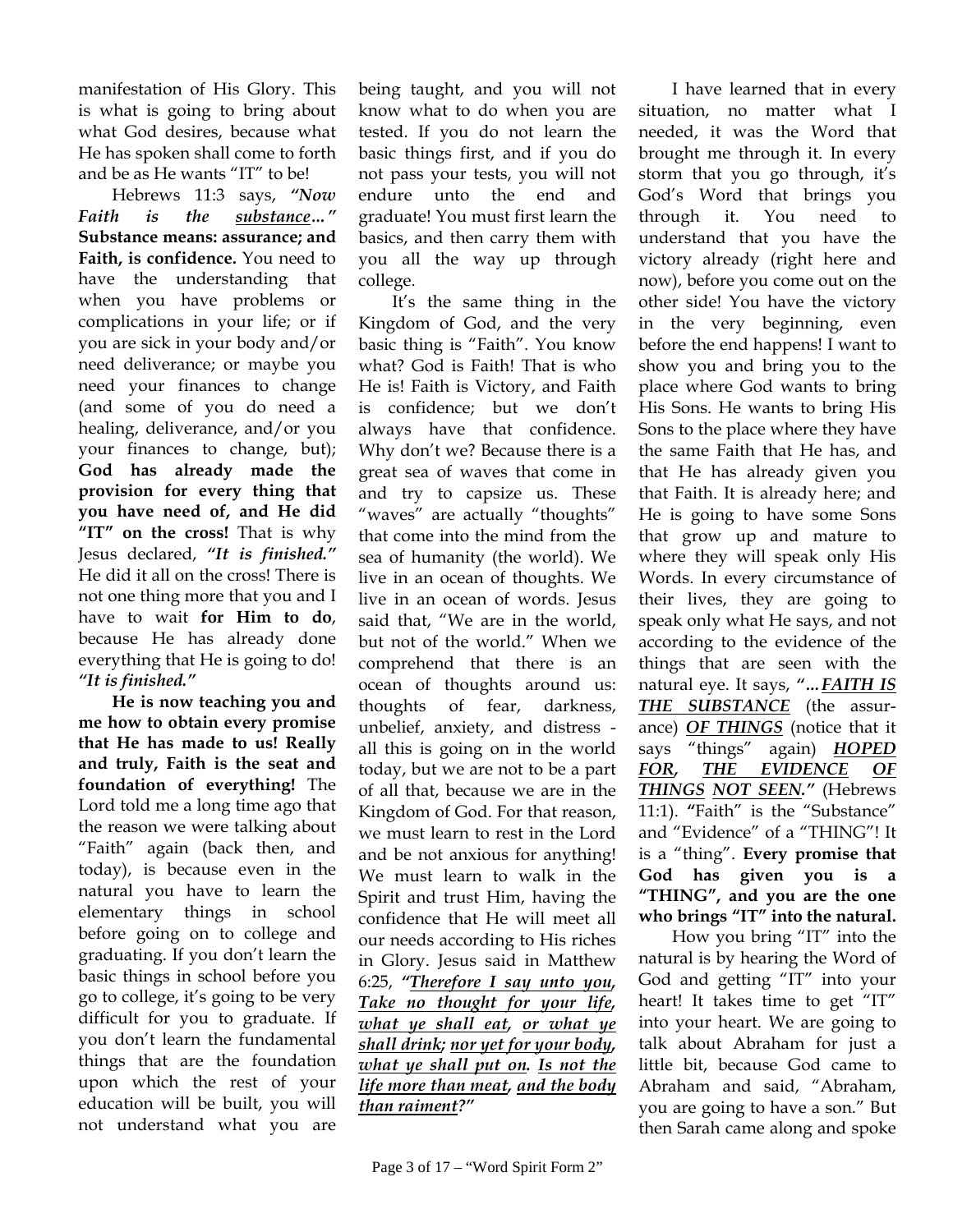manifestation of His Glory. This is what is going to bring about what God desires, because what He has spoken shall come to forth and be as He wants "IT" to be!

Hebrews 11:3 says, ***"Now Faith is the <u>substance</u>..."*** **Substance means: assurance; and Faith, is confidence.** You need to have the understanding that when you have problems or complications in your life; or if you are sick in your body and/or need deliverance; or maybe you need your finances to change (and some of you do need a healing, deliverance, and/or you your finances to change, but); **God has already made the provision for every thing that you have need of, and He did "IT" on the cross!** That is why Jesus declared, ***"It is finished."*** He did it all on the cross! There is not one thing more that you and I have to wait **for Him to do**, because He has already done everything that He is going to do! ***"It is finished."***

**He is now teaching you and me how to obtain every promise that He has made to us! Really and truly, Faith is the seat and foundation of everything!** The Lord told me a long time ago that the reason we were talking about "Faith" again (back then, and today), is because even in the natural you have to learn the elementary things in school before going on to college and graduating. If you don't learn the basic things in school before you go to college, it's going to be very difficult for you to graduate. If you don't learn the fundamental things that are the foundation upon which the rest of your education will be built, you will not understand what you are being taught, and you will not know what to do when you are tested. If you do not learn the basic things first, and if you do not pass your tests, you will not endure unto the end and graduate! You must first learn the basics, and then carry them with you all the way up through college.

It's the same thing in the Kingdom of God, and the very basic thing is "Faith". You know what? God is Faith! That is who He is! Faith is Victory, and Faith is confidence; but we don't always have that confidence. Why don't we? Because there is a great sea of waves that come in and try to capsize us. These "waves" are actually "thoughts" that come into the mind from the sea of humanity (the world). We live in an ocean of thoughts. We live in an ocean of words. Jesus said that, "We are in the world, but not of the world." When we comprehend that there is an ocean of thoughts around us: thoughts of fear, darkness, unbelief, anxiety, and distress - all this is going on in the world today, but we are not to be a part of all that, because we are in the Kingdom of God. For that reason, we must learn to rest in the Lord and be not anxious for anything! We must learn to walk in the Spirit and trust Him, having the confidence that He will meet all our needs according to His riches in Glory. Jesus said in Matthew 6:25, ***"<u>Therefore I say unto you</u>, <u>Take no thought for your life</u>, <u>what ye shall eat</u>, <u>or what ye shall drink</u>; <u>nor yet for your body</u>, <u>what ye shall put on</u>. <u>Is not the life more than meat</u>, <u>and the body than raiment</u>?"***

I have learned that in every situation, no matter what I needed, it was the Word that brought me through it. In every storm that you go through, it's God's Word that brings you through it. You need to understand that you have the victory already (right here and now), before you come out on the other side! You have the victory in the very beginning, even before the end happens! I want to show you and bring you to the place where God wants to bring His Sons. He wants to bring His Sons to the place where they have the same Faith that He has, and that He has already given you that Faith. It is already here; and He is going to have some Sons that grow up and mature to where they will speak only His Words. In every circumstance of their lives, they are going to speak only what He says, and not according to the evidence of the things that are seen with the natural eye. It says, ***"...<u>FAITH IS THE SUBSTANCE</u>*** (the assurance) ***<u>OF THINGS</u>*** (notice that it says "things" again) ***<u>HOPED FOR</u>, <u>THE EVIDENCE OF THINGS</u> <u>NOT SEEN</u>."*** (Hebrews 11:1). **"**Faith" is the "Substance" and "Evidence" of a "THING"! It is a "thing". **Every promise that God has given you is a "THING", and you are the one who brings "IT" into the natural.**

How you bring "IT" into the natural is by hearing the Word of God and getting "IT" into your heart! It takes time to get "IT" into your heart. We are going to talk about Abraham for just a little bit, because God came to Abraham and said, "Abraham, you are going to have a son." But then Sarah came along and spoke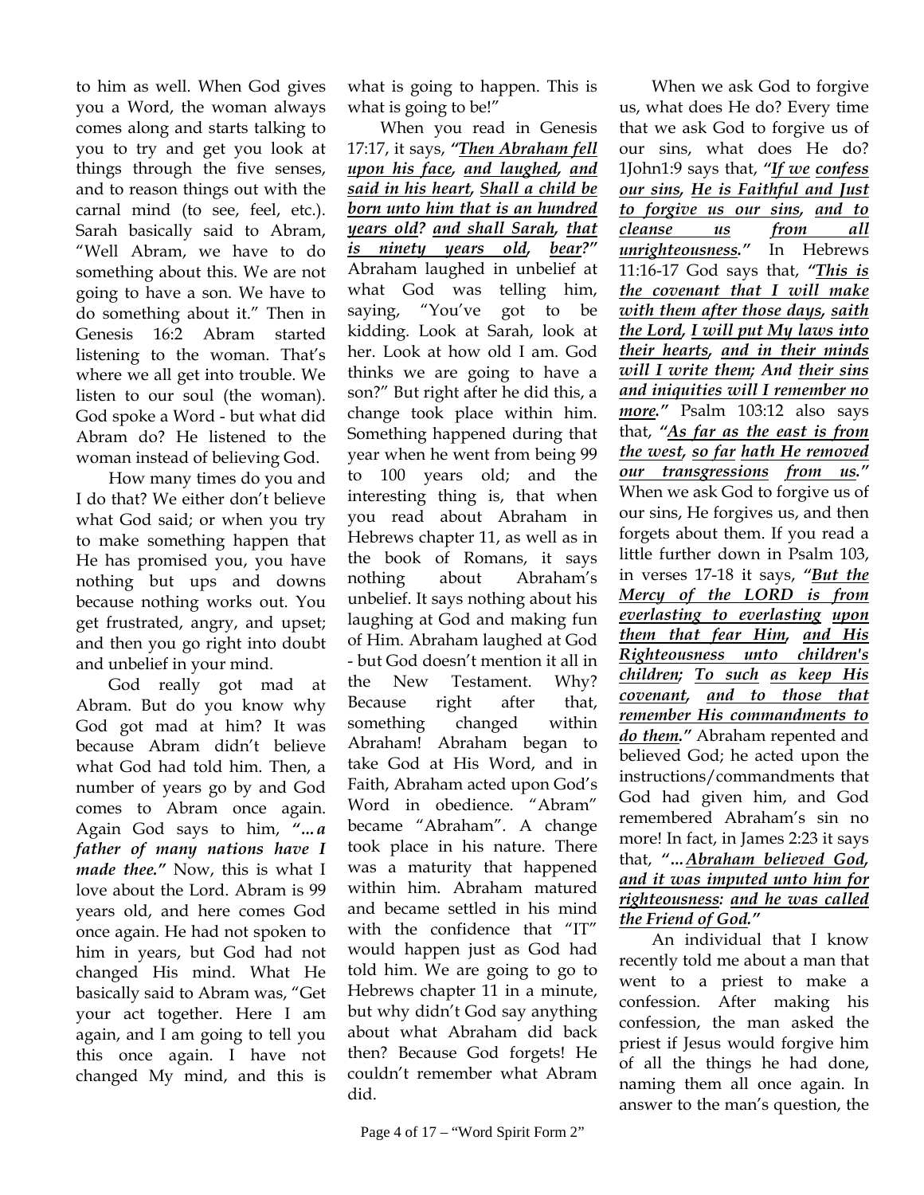to him as well. When God gives you a Word, the woman always comes along and starts talking to you to try and get you look at things through the five senses, and to reason things out with the carnal mind (to see, feel, etc.). Sarah basically said to Abram, "Well Abram, we have to do something about this. We are not going to have a son. We have to do something about it." Then in Genesis 16:2 Abram started listening to the woman. That's where we all get into trouble. We listen to our soul (the woman). God spoke a Word - but what did Abram do? He listened to the woman instead of believing God.

How many times do you and I do that? We either don't believe what God said; or when you try to make something happen that He has promised you, you have nothing but ups and downs because nothing works out. You get frustrated, angry, and upset; and then you go right into doubt and unbelief in your mind.

God really got mad at Abram. But do you know why God got mad at him? It was because Abram didn't believe what God had told him. Then, a number of years go by and God comes to Abram once again. Again God says to him, ***"…a father of many nations have I made thee."*** Now, this is what I love about the Lord. Abram is 99 years old, and here comes God once again. He had not spoken to him in years, but God had not changed His mind. What He basically said to Abram was, "Get your act together. Here I am again, and I am going to tell you this once again. I have not changed My mind, and this is what is going to happen. This is what is going to be!"

When you read in Genesis 17:17, it says, ***"<u>Then Abraham fell upon his face</u>, <u>and laughed</u>, <u>and said in his heart</u>, <u>Shall a child be born unto him that is an hundred years old</u>? <u>and shall Sarah</u>, <u>that is ninety years old</u>, <u>bear</u>?"*** Abraham laughed in unbelief at what God was telling him, saying, "You've got to be kidding. Look at Sarah, look at her. Look at how old I am. God thinks we are going to have a son?" But right after he did this, a change took place within him. Something happened during that year when he went from being 99 to 100 years old; and the interesting thing is, that when you read about Abraham in Hebrews chapter 11, as well as in the book of Romans, it says nothing about Abraham's unbelief. It says nothing about his laughing at God and making fun of Him. Abraham laughed at God - but God doesn't mention it all in the New Testament. Why? Because right after that, something changed within Abraham! Abraham began to take God at His Word, and in Faith, Abraham acted upon God's Word in obedience. "Abram" became "Abraham". A change took place in his nature. There was a maturity that happened within him. Abraham matured and became settled in his mind with the confidence that "IT" would happen just as God had told him. We are going to go to Hebrews chapter 11 in a minute, but why didn't God say anything about what Abraham did back then? Because God forgets! He couldn't remember what Abram did.

When we ask God to forgive us, what does He do? Every time that we ask God to forgive us of our sins, what does He do? 1John1:9 says that, ***"<u>If we confess our sins</u>, <u>He is Faithful and Just to forgive us our sins</u>, <u>and to cleanse us from all unrighteousness</u>."*** In Hebrews 11:16-17 God says that, ***"<u>This is the covenant that I will make with them after those days</u>, <u>saith the Lord</u>, <u>I will put My laws into their hearts</u>, <u>and in their minds will I write them</u>; And <u>their sins and iniquities will I remember no more</u>."*** Psalm 103:12 also says that, ***"<u>As far as the east is from the west</u>, <u>so far hath He removed our transgressions from us</u>."*** When we ask God to forgive us of our sins, He forgives us, and then forgets about them. If you read a little further down in Psalm 103, in verses 17-18 it says, ***"<u>But the Mercy of the LORD is from everlasting to everlasting upon them that fear Him</u>, <u>and His Righteousness unto children's children</u>; <u>To such as keep His covenant</u>, <u>and to those that remember His commandments to do them</u>."*** Abraham repented and believed God; he acted upon the instructions/commandments that God had given him, and God remembered Abraham's sin no more! In fact, in James 2:23 it says that, ***"…<u>Abraham believed God</u>, <u>and it was imputed unto him for righteousness</u>: <u>and he was called the Friend of God</u>."***

An individual that I know recently told me about a man that went to a priest to make a confession. After making his confession, the man asked the priest if Jesus would forgive him of all the things he had done, naming them all once again. In answer to the man's question, the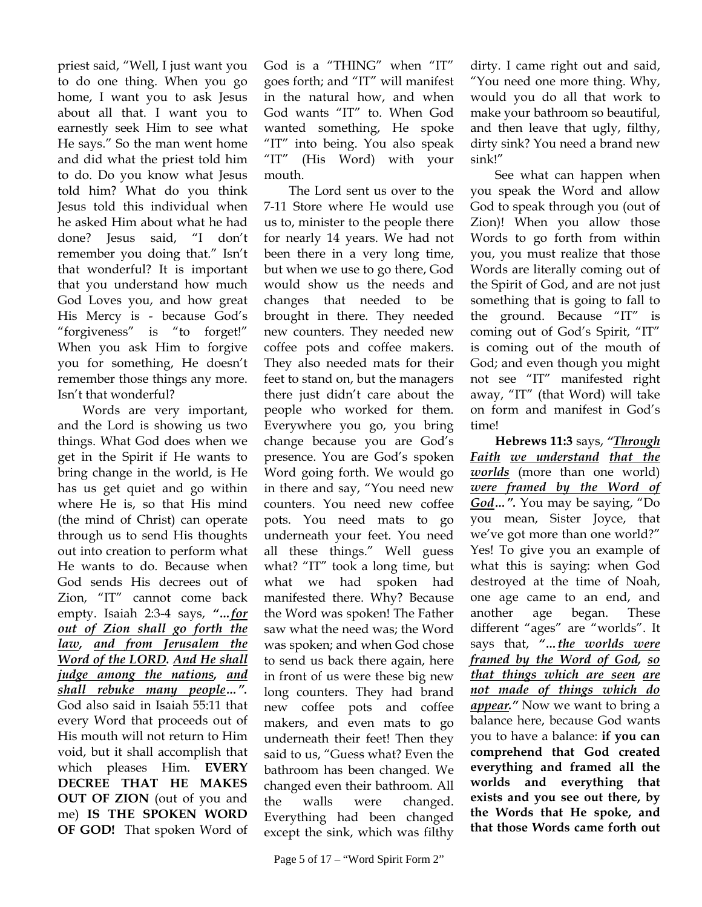priest said, "Well, I just want you to do one thing. When you go home, I want you to ask Jesus about all that. I want you to earnestly seek Him to see what He says." So the man went home and did what the priest told him to do. Do you know what Jesus told him? What do you think Jesus told this individual when he asked Him about what he had done? Jesus said, "I don't remember you doing that." Isn't that wonderful? It is important that you understand how much God Loves you, and how great His Mercy is - because God's "forgiveness" is "to forget!" When you ask Him to forgive you for something, He doesn't remember those things any more. Isn't that wonderful?

Words are very important, and the Lord is showing us two things. What God does when we get in the Spirit if He wants to bring change in the world, is He has us get quiet and go within where He is, so that His mind (the mind of Christ) can operate through us to send His thoughts out into creation to perform what He wants to do. Because when God sends His decrees out of Zion, "IT" cannot come back empty. Isaiah 2:3-4 says, ***"...for out of Zion shall go forth the law, and from Jerusalem the Word of the LORD. And He shall judge among the nations, and shall rebuke many people...".*** God also said in Isaiah 55:11 that every Word that proceeds out of His mouth will not return to Him void, but it shall accomplish that which pleases Him. **EVERY DECREE THAT HE MAKES OUT OF ZION** (out of you and me) **IS THE SPOKEN WORD OF GOD!** That spoken Word of God is a "THING" when "IT" goes forth; and "IT" will manifest in the natural how, and when God wants "IT" to. When God wanted something, He spoke "IT" into being. You also speak "IT" (His Word) with your mouth.

The Lord sent us over to the 7-11 Store where He would use us to, minister to the people there for nearly 14 years. We had not been there in a very long time, but when we use to go there, God would show us the needs and changes that needed to be brought in there. They needed new counters. They needed new coffee pots and coffee makers. They also needed mats for their feet to stand on, but the managers there just didn't care about the people who worked for them. Everywhere you go, you bring change because you are God's presence. You are God's spoken Word going forth. We would go in there and say, "You need new counters. You need new coffee pots. You need mats to go underneath your feet. You need all these things." Well guess what? "IT" took a long time, but what we had spoken had manifested there. Why? Because the Word was spoken! The Father saw what the need was; the Word was spoken; and when God chose to send us back there again, here in front of us were these big new long counters. They had brand new coffee pots and coffee makers, and even mats to go underneath their feet! Then they said to us, "Guess what? Even the bathroom has been changed. We changed even their bathroom. All the walls were changed. Everything had been changed except the sink, which was filthy dirty. I came right out and said, "You need one more thing. Why, would you do all that work to make your bathroom so beautiful, and then leave that ugly, filthy, dirty sink? You need a brand new sink!"

See what can happen when you speak the Word and allow God to speak through you (out of Zion)! When you allow those Words to go forth from within you, you must realize that those Words are literally coming out of the Spirit of God, and are not just something that is going to fall to the ground. Because "IT" is coming out of God's Spirit, "IT" is coming out of the mouth of God; and even though you might not see "IT" manifested right away, "IT" (that Word) will take on form and manifest in God's time!

**Hebrews 11:3** says, ***"Through Faith we understand that the worlds*** (more than one world) ***were framed by the Word of God...".*** You may be saying, "Do you mean, Sister Joyce, that we've got more than one world?" Yes! To give you an example of what this is saying: when God destroyed at the time of Noah, one age came to an end, and another age began. These different "ages" are "worlds". It says that, ***"...the worlds were framed by the Word of God, so that things which are seen are not made of things which do appear."*** Now we want to bring a balance here, because God wants you to have a balance: **if you can comprehend that God created everything and framed all the worlds and everything that exists and you see out there, by the Words that He spoke, and that those Words came forth out**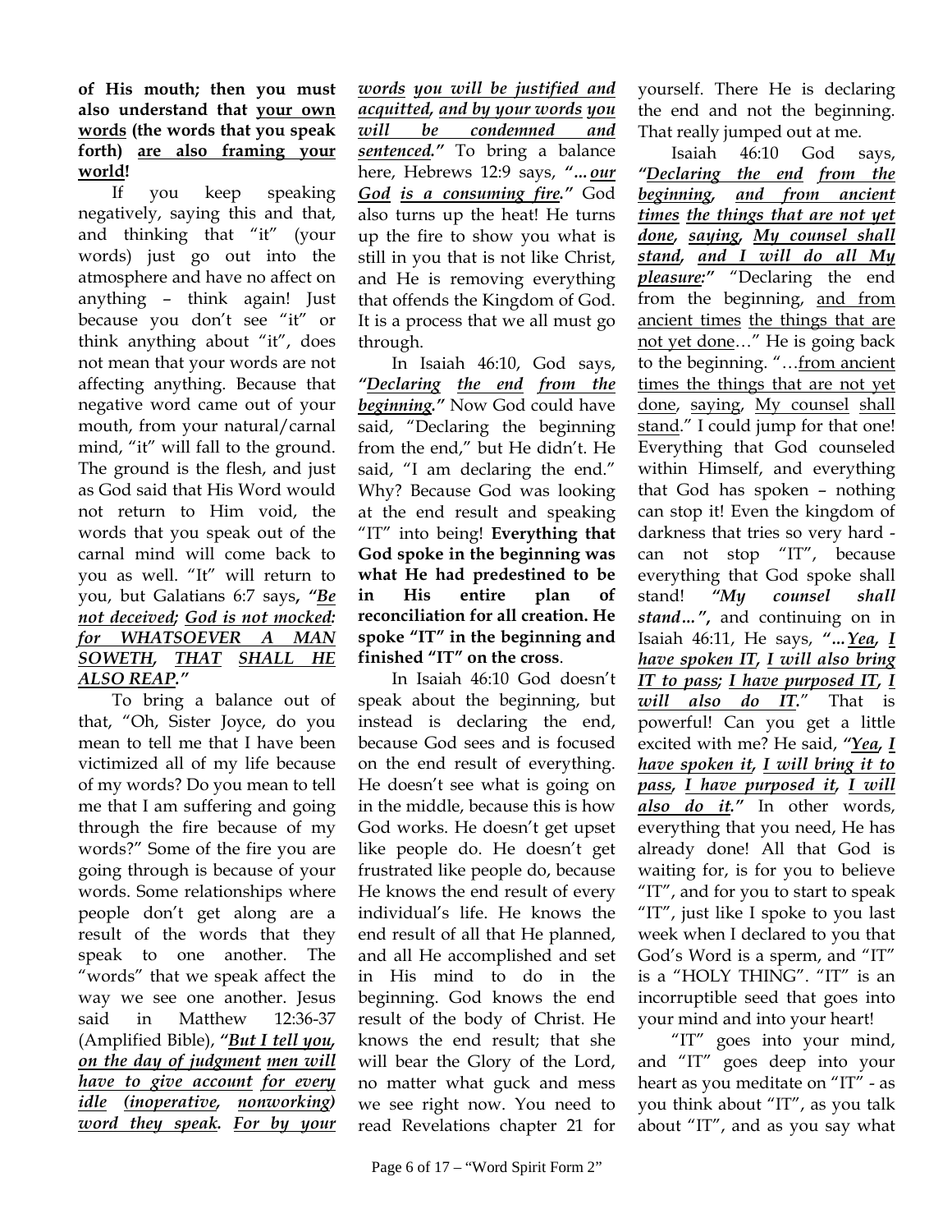**of His mouth; then you must also understand that <u>your own words</u> (the words that you speak forth) <u>are also framing your world</u>!**

If you keep speaking negatively, saying this and that, and thinking that "it" (your words) just go out into the atmosphere and have no affect on anything – think again! Just because you don't see "it" or think anything about "it", does not mean that your words are not affecting anything. Because that negative word came out of your mouth, from your natural/carnal mind, "it" will fall to the ground. The ground is the flesh, and just as God said that His Word would not return to Him void, the words that you speak out of the carnal mind will come back to you as well. "It" will return to you, but Galatians 6:7 says, ***"<u>Be not deceived</u>; <u>God is not mocked</u>: <u>for WHATSOEVER A MAN SOWETH</u>, <u>THAT SHALL HE ALSO REAP</u>."***

To bring a balance out of that, "Oh, Sister Joyce, do you mean to tell me that I have been victimized all of my life because of my words? Do you mean to tell me that I am suffering and going through the fire because of my words?" Some of the fire you are going through is because of your words. Some relationships where people don't get along are a result of the words that they speak to one another. The "words" that we speak affect the way we see one another. Jesus said in Matthew 12:36-37 (Amplified Bible), ***"<u>But I tell you, on the day of judgment men will have to give account for every idle (inoperative, nonworking) word they speak</u>. <u>For by your words you will be justified and acquitted</u>, <u>and by your words you will be condemned and sentenced</u>."*** To bring a balance here, Hebrews 12:9 says, ***"...<u>our God is a consuming fire</u>."*** God also turns up the heat! He turns up the fire to show you what is still in you that is not like Christ, and He is removing everything that offends the Kingdom of God. It is a process that we all must go through.

In Isaiah 46:10, God says, ***"<u>Declaring the end from the beginning</u>."*** Now God could have said, "Declaring the beginning from the end," but He didn't. He said, "I am declaring the end." Why? Because God was looking at the end result and speaking "IT" into being! **Everything that God spoke in the beginning was what He had predestined to be in His entire plan of reconciliation for all creation. He spoke "IT" in the beginning and finished "IT" on the cross**.

In Isaiah 46:10 God doesn't speak about the beginning, but instead is declaring the end, because God sees and is focused on the end result of everything. He doesn't see what is going on in the middle, because this is how God works. He doesn't get upset like people do. He doesn't get frustrated like people do, because He knows the end result of every individual's life. He knows the end result of all that He planned, and all He accomplished and set in His mind to do in the beginning. God knows the end result of the body of Christ. He knows the end result; that she will bear the Glory of the Lord, no matter what guck and mess we see right now. You need to read Revelations chapter 21 for yourself. There He is declaring the end and not the beginning. That really jumped out at me.

Isaiah 46:10 God says, ***"<u>Declaring the end from the beginning</u>, <u>and from ancient times the things that are not yet done</u>, <u>saying</u>, <u>My counsel shall stand</u>, <u>and I will do all My pleasure</u>:"*** "Declaring the end from the beginning, <u>and from ancient times</u> <u>the things that are not yet done</u>..." He is going back to the beginning. "...<u>from ancient times the things that are not yet done</u>, <u>saying</u>, <u>My counsel</u> <u>shall stand</u>." I could jump for that one! Everything that God counseled within Himself, and everything that God has spoken – nothing can stop it! Even the kingdom of darkness that tries so very hard - can not stop "IT", because everything that God spoke shall stand! ***"My counsel shall stand..."***, and continuing on in Isaiah 46:11, He says, ***"...<u>Yea</u>, <u>I have spoken IT</u>, <u>I will also bring IT to pass</u>; <u>I have purposed IT</u>, <u>I will also do IT</u>."*** That is powerful! Can you get a little excited with me? He said, ***"<u>Yea</u>, <u>I have spoken it</u>, <u>I will bring it to pass</u>, <u>I have purposed it</u>, <u>I will also do it</u>."*** In other words, everything that you need, He has already done! All that God is waiting for, is for you to believe "IT", and for you to start to speak "IT", just like I spoke to you last week when I declared to you that God's Word is a sperm, and "IT" is a "HOLY THING". "IT" is an incorruptible seed that goes into your mind and into your heart!

"IT" goes into your mind, and "IT" goes deep into your heart as you meditate on "IT" - as you think about "IT", as you talk about "IT", and as you say what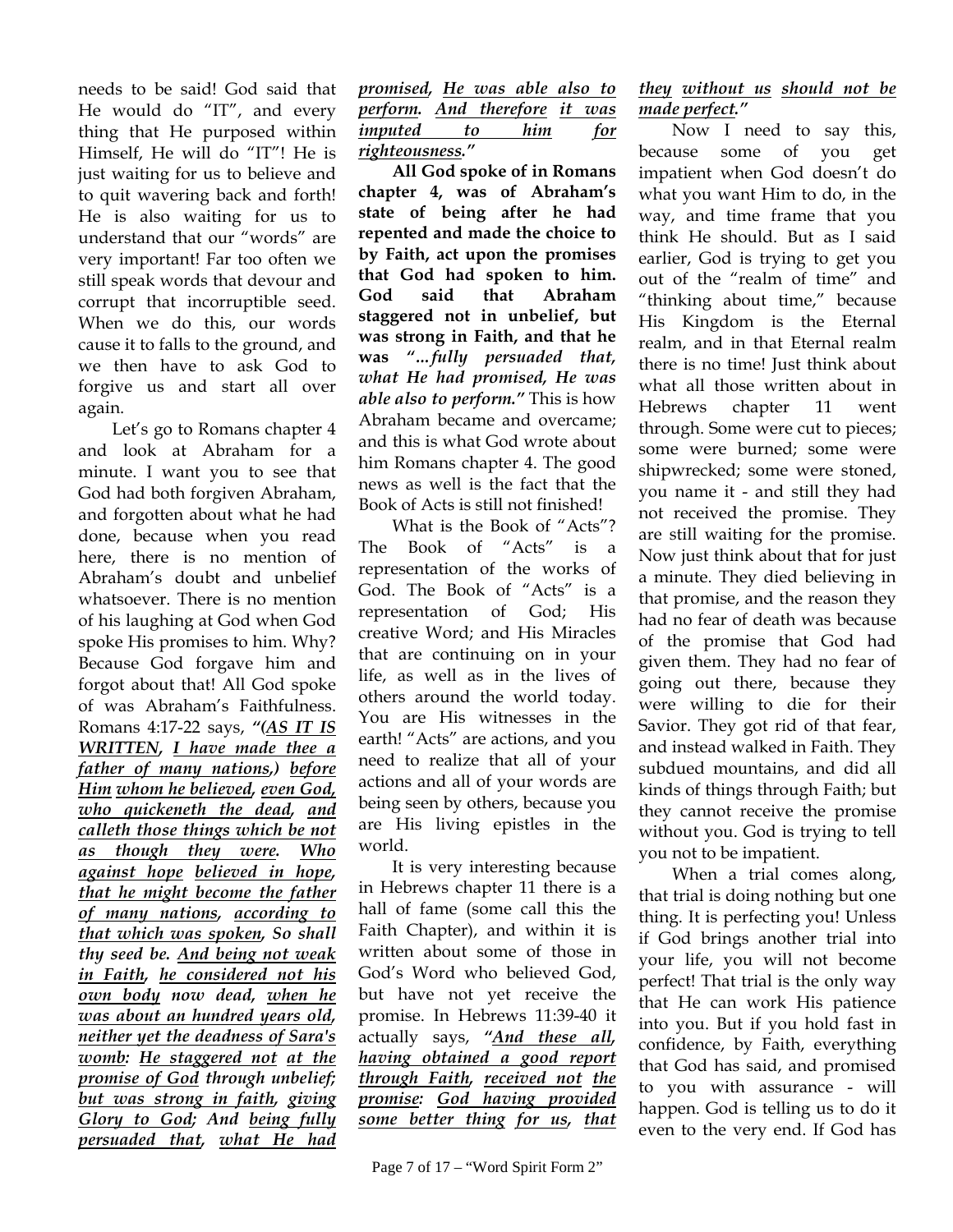needs to be said! God said that He would do "IT", and every thing that He purposed within Himself, He will do "IT"! He is just waiting for us to believe and to quit wavering back and forth! He is also waiting for us to understand that our "words" are very important! Far too often we still speak words that devour and corrupt that incorruptible seed. When we do this, our words cause it to falls to the ground, and we then have to ask God to forgive us and start all over again.

Let's go to Romans chapter 4 and look at Abraham for a minute. I want you to see that God had both forgiven Abraham, and forgotten about what he had done, because when you read here, there is no mention of Abraham's doubt and unbelief whatsoever. There is no mention of his laughing at God when God spoke His promises to him. Why? Because God forgave him and forgot about that! All God spoke of was Abraham's Faithfulness. Romans 4:17-22 says, ***"(AS IT IS WRITTEN, I have made thee a father of many nations,) before Him whom he believed, even God, who quickeneth the dead, and calleth those things which be not as though they were. Who against hope believed in hope, that he might become the father of many nations, according to that which was spoken, So shall thy seed be. And being not weak in Faith, he considered not his own body now dead, when he was about an hundred years old, neither yet the deadness of Sara's womb: He staggered not at the promise of God through unbelief; but was strong in faith, giving Glory to God; And being fully persuaded that, what He had promised, He was able also to perform. And therefore it was imputed to him for righteousness."***

**All God spoke of in Romans chapter 4, was of Abraham's state of being after he had repented and made the choice to by Faith, act upon the promises that God had spoken to him. God said that Abraham staggered not in unbelief, but was strong in Faith, and that he was *"...fully persuaded that, what He had promised, He was able also to perform."*** This is how Abraham became and overcame; and this is what God wrote about him Romans chapter 4. The good news as well is the fact that the Book of Acts is still not finished!

What is the Book of "Acts"? The Book of "Acts" is a representation of the works of God. The Book of "Acts" is a representation of God; His creative Word; and His Miracles that are continuing on in your life, as well as in the lives of others around the world today. You are His witnesses in the earth! "Acts" are actions, and you need to realize that all of your actions and all of your words are being seen by others, because you are His living epistles in the world.

It is very interesting because in Hebrews chapter 11 there is a hall of fame (some call this the Faith Chapter), and within it is written about some of those in God's Word who believed God, but have not yet receive the promise. In Hebrews 11:39-40 it actually says, ***"And these all, having obtained a good report through Faith, received not the promise: God having provided some better thing for us, that they without us should not be made perfect."***

Now I need to say this, because some of you get impatient when God doesn't do what you want Him to do, in the way, and time frame that you think He should. But as I said earlier, God is trying to get you out of the "realm of time" and "thinking about time," because His Kingdom is the Eternal realm, and in that Eternal realm there is no time! Just think about what all those written about in Hebrews chapter 11 went through. Some were cut to pieces; some were burned; some were shipwrecked; some were stoned, you name it - and still they had not received the promise. They are still waiting for the promise. Now just think about that for just a minute. They died believing in that promise, and the reason they had no fear of death was because of the promise that God had given them. They had no fear of going out there, because they were willing to die for their Savior. They got rid of that fear, and instead walked in Faith. They subdued mountains, and did all kinds of things through Faith; but they cannot receive the promise without you. God is trying to tell you not to be impatient.

When a trial comes along, that trial is doing nothing but one thing. It is perfecting you! Unless if God brings another trial into your life, you will not become perfect! That trial is the only way that He can work His patience into you. But if you hold fast in confidence, by Faith, everything that God has said, and promised to you with assurance - will happen. God is telling us to do it even to the very end. If God has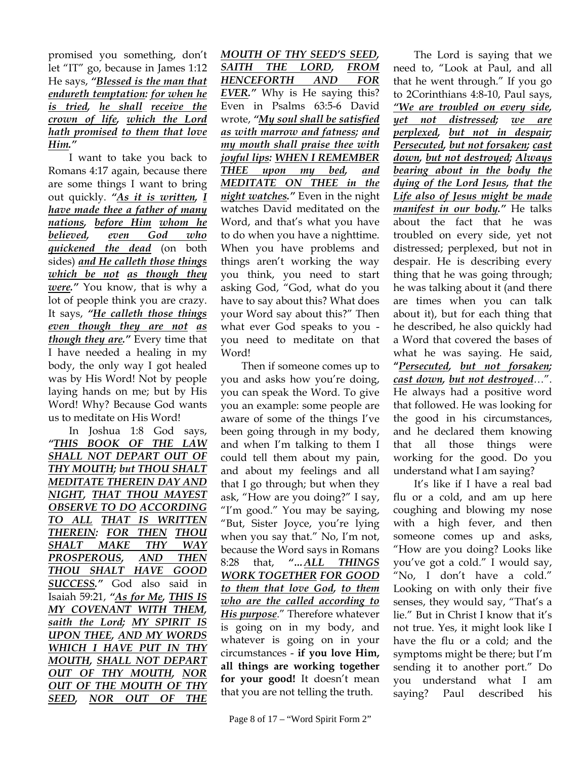promised you something, don't let "IT" go, because in James 1:12 He says, ***"Blessed is the man that endureth temptation: for when he is tried, he shall receive the crown of life, which the Lord hath promised to them that love Him."***

I want to take you back to Romans 4:17 again, because there are some things I want to bring out quickly. ***"As it is written, I have made thee a father of many nations, before Him whom he believed, even God who quickened the dead*** (on both sides) ***and He calleth those things which be not as though they were."*** You know, that is why a lot of people think you are crazy. It says, ***"He calleth those things even though they are not as though they are."*** Every time that I have needed a healing in my body, the only way I got healed was by His Word! Not by people laying hands on me; but by His Word! Why? Because God wants us to meditate on His Word!

In Joshua 1:8 God says, ***"THIS BOOK OF THE LAW SHALL NOT DEPART OUT OF THY MOUTH; but THOU SHALT MEDITATE THEREIN DAY AND NIGHT, THAT THOU MAYEST OBSERVE TO DO ACCORDING TO ALL THAT IS WRITTEN THEREIN: FOR THEN THOU SHALT MAKE THY WAY PROSPEROUS, AND THEN THOU SHALT HAVE GOOD SUCCESS."*** God also said in Isaiah 59:21, ***"As for Me, THIS IS MY COVENANT WITH THEM, saith the Lord; MY SPIRIT IS UPON THEE, AND MY WORDS WHICH I HAVE PUT IN THY MOUTH, SHALL NOT DEPART OUT OF THY MOUTH, NOR OUT OF THE MOUTH OF THY SEED, NOR OUT OF THE MOUTH OF THY SEED'S SEED, SAITH THE LORD, FROM HENCEFORTH AND FOR EVER."*** Why is He saying this? Even in Psalms 63:5-6 David wrote, ***"My soul shall be satisfied as with marrow and fatness; and my mouth shall praise thee with joyful lips: WHEN I REMEMBER THEE upon my bed, and MEDITATE ON THEE in the night watches."*** Even in the night watches David meditated on the Word, and that's what you have to do when you have a nighttime. When you have problems and things aren't working the way you think, you need to start asking God, "God, what do you have to say about this? What does your Word say about this?" Then what ever God speaks to you - you need to meditate on that Word!

Then if someone comes up to you and asks how you're doing, you can speak the Word. To give you an example: some people are aware of some of the things I've been going through in my body, and when I'm talking to them I could tell them about my pain, and about my feelings and all that I go through; but when they ask, "How are you doing?" I say, "I'm good." You may be saying, "But, Sister Joyce, you're lying when you say that." No, I'm not, because the Word says in Romans 8:28 that, ***"...ALL THINGS WORK TOGETHER FOR GOOD to them that love God, to them who are the called according to His purpose***." Therefore whatever is going on in my body, and whatever is going on in your circumstances - **if you love Him, all things are working together for your good!** It doesn't mean that you are not telling the truth.

The Lord is saying that we need to, "Look at Paul, and all that he went through." If you go to 2Corinthians 4:8-10, Paul says, ***"We are troubled on every side, yet not distressed; we are perplexed, but not in despair; Persecuted, but not forsaken; cast down, but not destroyed; Always bearing about in the body the dying of the Lord Jesus, that the Life also of Jesus might be made manifest in our body."*** He talks about the fact that he was troubled on every side, yet not distressed; perplexed, but not in despair. He is describing every thing that he was going through; he was talking about it (and there are times when you can talk about it), but for each thing that he described, he also quickly had a Word that covered the bases of what he was saying. He said, **"*Persecuted, but not forsaken; cast down, but not destroyed*..."**. He always had a positive word that followed. He was looking for the good in his circumstances, and he declared them knowing that all those things were working for the good. Do you understand what I am saying?

It's like if I have a real bad flu or a cold, and am up here coughing and blowing my nose with a high fever, and then someone comes up and asks, "How are you doing? Looks like you've got a cold." I would say, "No, I don't have a cold." Looking on with only their five senses, they would say, "That's a lie." But in Christ I know that it's not true. Yes, it might look like I have the flu or a cold; and the symptoms might be there; but I'm sending it to another port." Do you understand what I am saying? Paul described his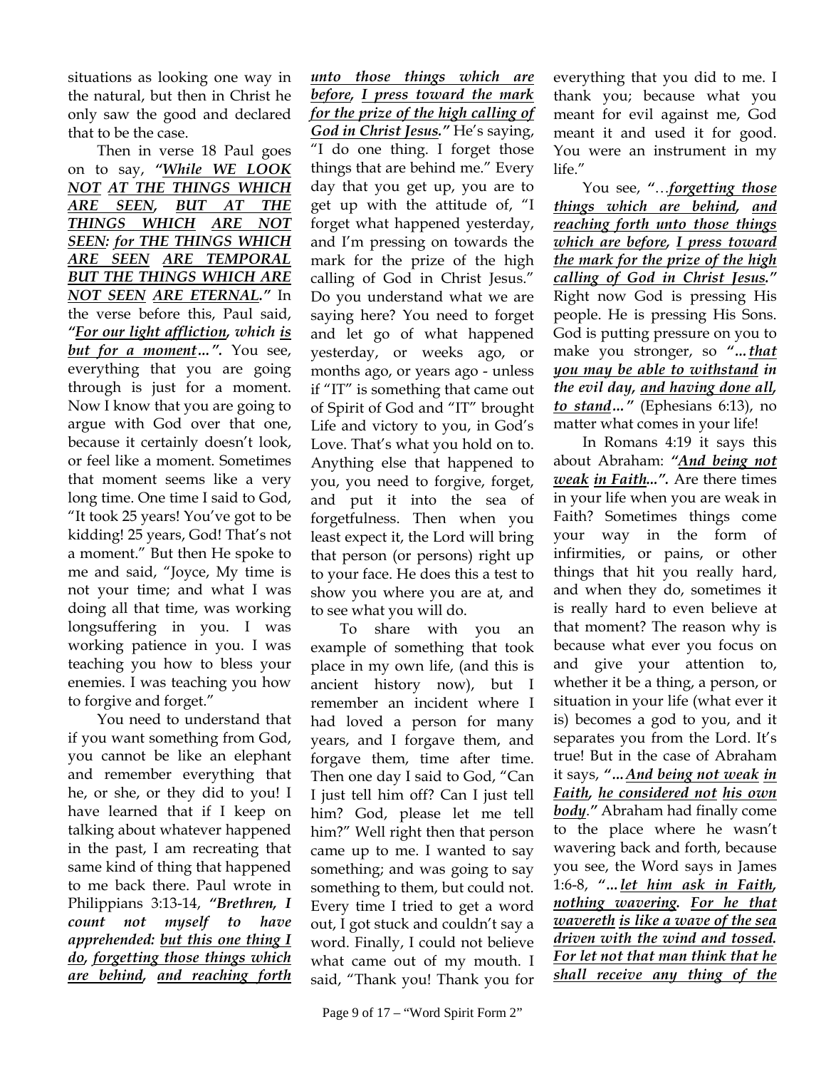situations as looking one way in the natural, but then in Christ he only saw the good and declared that to be the case.

Then in verse 18 Paul goes on to say, ***"While WE LOOK NOT AT THE THINGS WHICH ARE SEEN, BUT AT THE THINGS WHICH ARE NOT SEEN: for THE THINGS WHICH ARE SEEN ARE TEMPORAL BUT THE THINGS WHICH ARE NOT SEEN ARE ETERNAL."*** In the verse before this, Paul said, ***"For our light affliction, which is but for a moment…".*** You see, everything that you are going through is just for a moment. Now I know that you are going to argue with God over that one, because it certainly doesn't look, or feel like a moment. Sometimes that moment seems like a very long time. One time I said to God, "It took 25 years! You've got to be kidding! 25 years, God! That's not a moment." But then He spoke to me and said, "Joyce, My time is not your time; and what I was doing all that time, was working longsuffering in you. I was working patience in you. I was teaching you how to bless your enemies. I was teaching you how to forgive and forget."

You need to understand that if you want something from God, you cannot be like an elephant and remember everything that he, or she, or they did to you! I have learned that if I keep on talking about whatever happened in the past, I am recreating that same kind of thing that happened to me back there. Paul wrote in Philippians 3:13-14, ***"Brethren, I count not myself to have apprehended: but this one thing I do, forgetting those things which are behind, and reaching forth unto those things which are before, I press toward the mark for the prize of the high calling of God in Christ Jesus."*** He's saying, "I do one thing. I forget those things that are behind me." Every day that you get up, you are to get up with the attitude of, "I forget what happened yesterday, and I'm pressing on towards the mark for the prize of the high calling of God in Christ Jesus." Do you understand what we are saying here? You need to forget and let go of what happened yesterday, or weeks ago, or months ago, or years ago - unless if "IT" is something that came out of Spirit of God and "IT" brought Life and victory to you, in God's Love. That's what you hold on to. Anything else that happened to you, you need to forgive, forget, and put it into the sea of forgetfulness. Then when you least expect it, the Lord will bring that person (or persons) right up to your face. He does this a test to show you where you are at, and to see what you will do.

To share with you an example of something that took place in my own life, (and this is ancient history now), but I remember an incident where I had loved a person for many years, and I forgave them, and forgave them, time after time. Then one day I said to God, "Can I just tell him off? Can I just tell him? God, please let me tell him?" Well right then that person came up to me. I wanted to say something; and was going to say something to them, but could not. Every time I tried to get a word out, I got stuck and couldn't say a word. Finally, I could not believe what came out of my mouth. I said, "Thank you! Thank you for everything that you did to me. I thank you; because what you meant for evil against me, God meant it and used it for good. You were an instrument in my life."

You see, "…***forgetting those things which are behind, and reaching forth unto those things which are before, I press toward the mark for the prize of the high calling of God in Christ Jesus."*** Right now God is pressing His people. He is pressing His Sons. God is putting pressure on you to make you stronger, so ***"…that you may be able to withstand in the evil day, and having done all, to stand…"*** (Ephesians 6:13), no matter what comes in your life!

In Romans 4:19 it says this about Abraham: ***"And being not weak in Faith…".*** Are there times in your life when you are weak in Faith? Sometimes things come your way in the form of infirmities, or pains, or other things that hit you really hard, and when they do, sometimes it is really hard to even believe at that moment? The reason why is because what ever you focus on and give your attention to, whether it be a thing, a person, or situation in your life (what ever it is) becomes a god to you, and it separates you from the Lord. It's true! But in the case of Abraham it says, ***"…And being not weak in Faith, he considered not his own body."*** Abraham had finally come to the place where he wasn't wavering back and forth, because you see, the Word says in James 1:6-8, ***"…let him ask in Faith, nothing wavering. For he that wavereth is like a wave of the sea driven with the wind and tossed. For let not that man think that he shall receive any thing of the***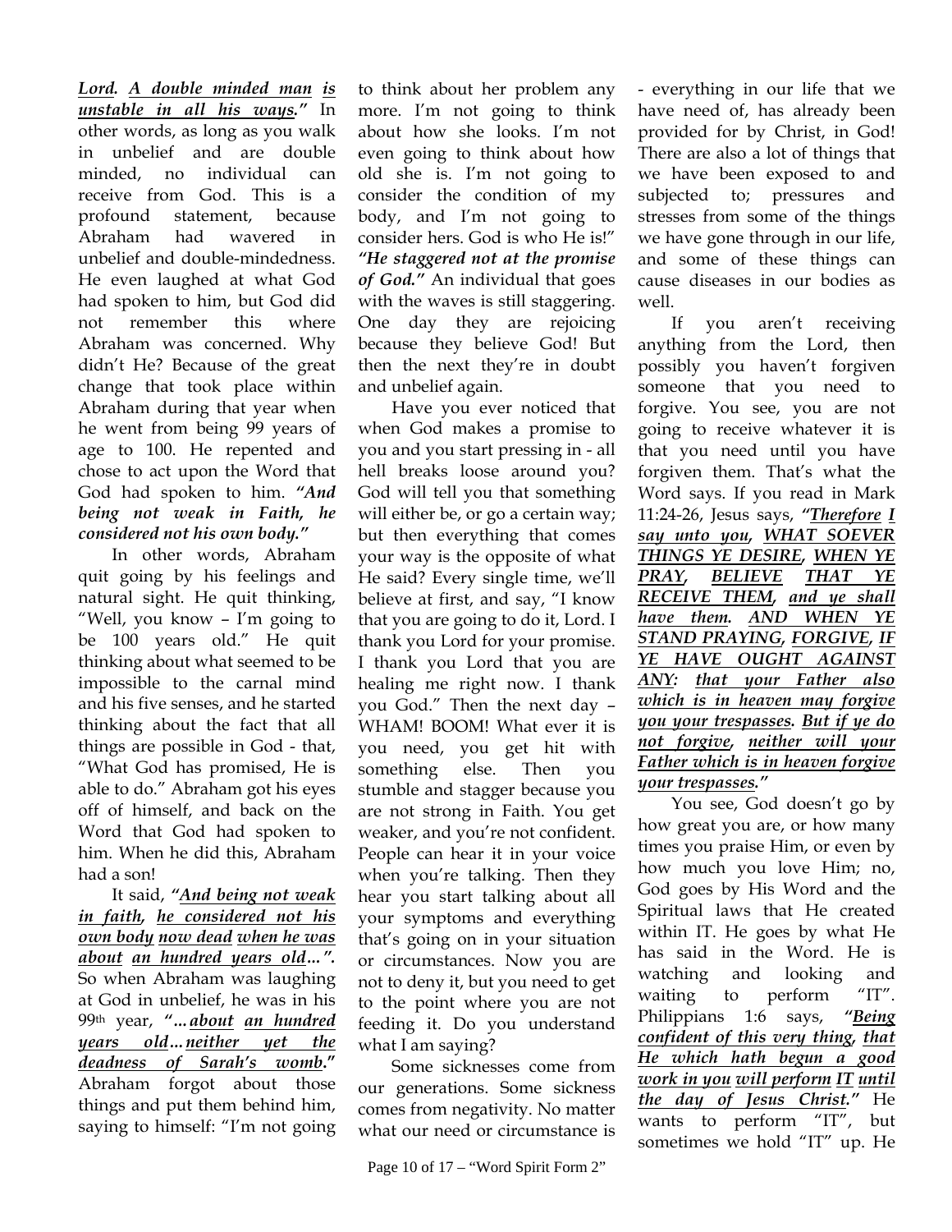***Lord. A double minded man is unstable in all his ways."*** In other words, as long as you walk in unbelief and are double minded, no individual can receive from God. This is a profound statement, because Abraham had wavered in unbelief and double-mindedness. He even laughed at what God had spoken to him, but God did not remember this where Abraham was concerned. Why didn't He? Because of the great change that took place within Abraham during that year when he went from being 99 years of age to 100. He repented and chose to act upon the Word that God had spoken to him. ***"And being not weak in Faith, he considered not his own body."***

In other words, Abraham quit going by his feelings and natural sight. He quit thinking, "Well, you know – I'm going to be 100 years old." He quit thinking about what seemed to be impossible to the carnal mind and his five senses, and he started thinking about the fact that all things are possible in God - that, "What God has promised, He is able to do." Abraham got his eyes off of himself, and back on the Word that God had spoken to him. When he did this, Abraham had a son!

It said, ***"And being not weak in faith, he considered not his own body now dead when he was about an hundred years old…".*** So when Abraham was laughing at God in unbelief, he was in his 99th year, ***"…about an hundred years old…neither yet the deadness of Sarah's womb."*** Abraham forgot about those things and put them behind him, saying to himself: "I'm not going to think about her problem any more. I'm not going to think about how she looks. I'm not even going to think about how old she is. I'm not going to consider the condition of my body, and I'm not going to consider hers. God is who He is!" ***"He staggered not at the promise of God."*** An individual that goes with the waves is still staggering. One day they are rejoicing because they believe God! But then the next they're in doubt and unbelief again.

Have you ever noticed that when God makes a promise to you and you start pressing in - all hell breaks loose around you? God will tell you that something will either be, or go a certain way; but then everything that comes your way is the opposite of what He said? Every single time, we'll believe at first, and say, "I know that you are going to do it, Lord. I thank you Lord for your promise. I thank you Lord that you are healing me right now. I thank you God." Then the next day – WHAM! BOOM! What ever it is you need, you get hit with something else. Then you stumble and stagger because you are not strong in Faith. You get weaker, and you're not confident. People can hear it in your voice when you're talking. Then they hear you start talking about all your symptoms and everything that's going on in your situation or circumstances. Now you are not to deny it, but you need to get to the point where you are not feeding it. Do you understand what I am saying?

Some sicknesses come from our generations. Some sickness comes from negativity. No matter what our need or circumstance is - everything in our life that we have need of, has already been provided for by Christ, in God! There are also a lot of things that we have been exposed to and subjected to; pressures and stresses from some of the things we have gone through in our life, and some of these things can cause diseases in our bodies as well.

If you aren't receiving anything from the Lord, then possibly you haven't forgiven someone that you need to forgive. You see, you are not going to receive whatever it is that you need until you have forgiven them. That's what the Word says. If you read in Mark 11:24-26, Jesus says, ***"Therefore I say unto you, WHAT SOEVER THINGS YE DESIRE, WHEN YE PRAY, BELIEVE THAT YE RECEIVE THEM, and ye shall have them. AND WHEN YE STAND PRAYING, FORGIVE, IF YE HAVE OUGHT AGAINST ANY: that your Father also which is in heaven may forgive you your trespasses. But if ye do not forgive, neither will your Father which is in heaven forgive your trespasses."***

You see, God doesn't go by how great you are, or how many times you praise Him, or even by how much you love Him; no, God goes by His Word and the Spiritual laws that He created within IT. He goes by what He has said in the Word. He is watching and looking and waiting to perform "IT". Philippians 1:6 says, ***"Being confident of this very thing, that He which hath begun a good work in you will perform IT until the day of Jesus Christ."*** He wants to perform "IT", but sometimes we hold "IT" up. He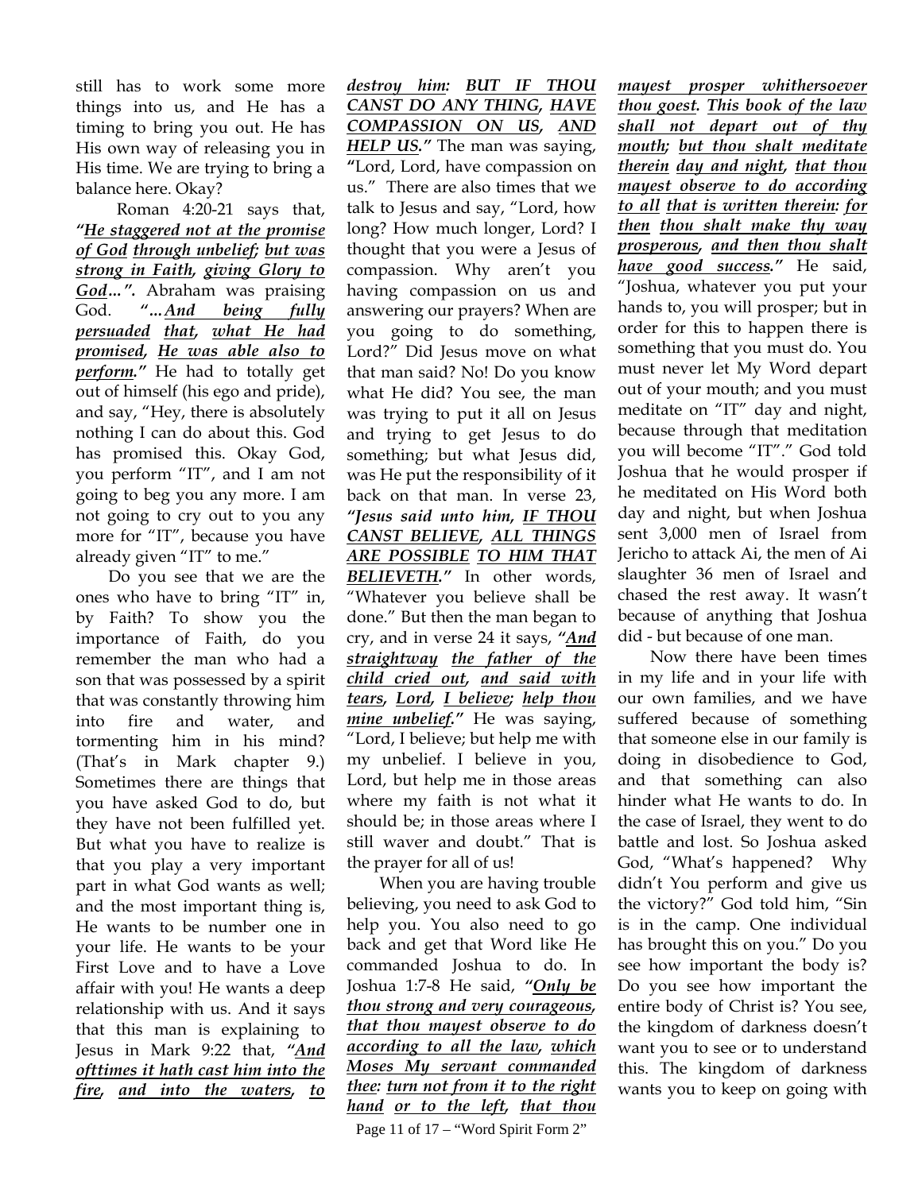still has to work some more things into us, and He has a timing to bring you out. He has His own way of releasing you in His time. We are trying to bring a balance here. Okay?

Roman 4:20-21 says that, ***"He staggered not at the promise of God through unbelief; but was strong in Faith, giving Glory to God…".*** Abraham was praising God. ***"…And being fully persuaded that, what He had promised, He was able also to perform."*** He had to totally get out of himself (his ego and pride), and say, "Hey, there is absolutely nothing I can do about this. God has promised this. Okay God, you perform "IT", and I am not going to beg you any more. I am not going to cry out to you any more for "IT", because you have already given "IT" to me."

Do you see that we are the ones who have to bring "IT" in, by Faith? To show you the importance of Faith, do you remember the man who had a son that was possessed by a spirit that was constantly throwing him into fire and water, and tormenting him in his mind? (That's in Mark chapter 9.) Sometimes there are things that you have asked God to do, but they have not been fulfilled yet. But what you have to realize is that you play a very important part in what God wants as well; and the most important thing is, He wants to be number one in your life. He wants to be your First Love and to have a Love affair with you! He wants a deep relationship with us. And it says that this man is explaining to Jesus in Mark 9:22 that, ***"And ofttimes it hath cast him into the fire, and into the waters, to destroy him: BUT IF THOU CANST DO ANY THING, HAVE COMPASSION ON US, AND HELP US."*** The man was saying, "Lord, Lord, have compassion on us." There are also times that we talk to Jesus and say, "Lord, how long? How much longer, Lord? I thought that you were a Jesus of compassion. Why aren't you having compassion on us and answering our prayers? When are you going to do something, Lord?" Did Jesus move on what that man said? No! Do you know what He did? You see, the man was trying to put it all on Jesus and trying to get Jesus to do something; but what Jesus did, was He put the responsibility of it back on that man. In verse 23, ***"Jesus said unto him, IF THOU CANST BELIEVE, ALL THINGS ARE POSSIBLE TO HIM THAT BELIEVETH."*** In other words, "Whatever you believe shall be done." But then the man began to cry, and in verse 24 it says, ***"And straightway the father of the child cried out, and said with tears, Lord, I believe; help thou mine unbelief."*** He was saying, "Lord, I believe; but help me with my unbelief. I believe in you, Lord, but help me in those areas where my faith is not what it should be; in those areas where I still waver and doubt." That is the prayer for all of us!

When you are having trouble believing, you need to ask God to help you. You also need to go back and get that Word like He commanded Joshua to do. In Joshua 1:7-8 He said, ***"Only be thou strong and very courageous, that thou mayest observe to do according to all the law, which Moses My servant commanded thee: turn not from it to the right hand or to the left, that thou mayest prosper whithersoever thou goest. This book of the law shall not depart out of thy mouth; but thou shalt meditate therein day and night, that thou mayest observe to do according to all that is written therein: for then thou shalt make thy way prosperous, and then thou shalt have good success."*** He said, "Joshua, whatever you put your hands to, you will prosper; but in order for this to happen there is something that you must do. You must never let My Word depart out of your mouth; and you must meditate on "IT" day and night, because through that meditation you will become "IT"." God told Joshua that he would prosper if he meditated on His Word both day and night, but when Joshua sent 3,000 men of Israel from Jericho to attack Ai, the men of Ai slaughter 36 men of Israel and chased the rest away. It wasn't because of anything that Joshua did - but because of one man.

Now there have been times in my life and in your life with our own families, and we have suffered because of something that someone else in our family is doing in disobedience to God, and that something can also hinder what He wants to do. In the case of Israel, they went to do battle and lost. So Joshua asked God, "What's happened? Why didn't You perform and give us the victory?" God told him, "Sin is in the camp. One individual has brought this on you." Do you see how important the body is? Do you see how important the entire body of Christ is? You see, the kingdom of darkness doesn't want you to see or to understand this. The kingdom of darkness wants you to keep on going with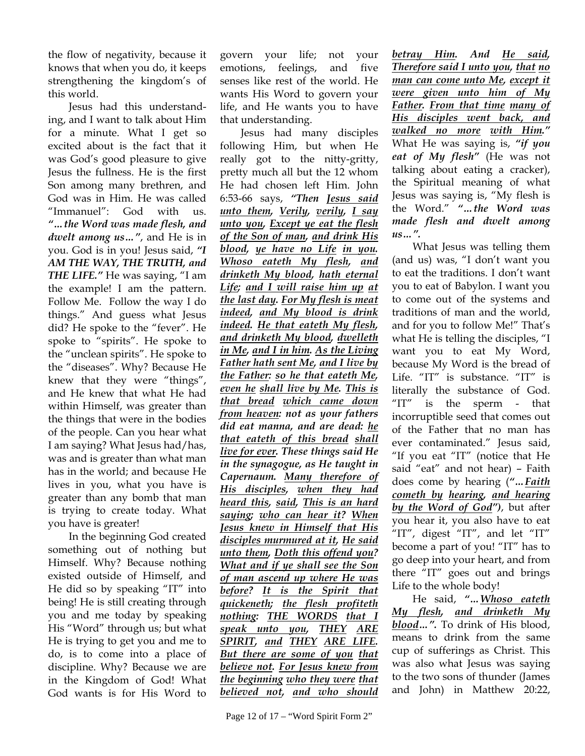the flow of negativity, because it knows that when you do, it keeps strengthening the kingdom's of this world.

Jesus had this understanding, and I want to talk about Him for a minute. What I get so excited about is the fact that it was God's good pleasure to give Jesus the fullness. He is the first Son among many brethren, and God was in Him. He was called "Immanuel": God with us. ***"…the Word was made flesh, and dwelt among us…"***, and He is in you. God is in you! Jesus said, ***"I AM THE WAY, THE TRUTH, and THE LIFE."*** He was saying, "I am the example! I am the pattern. Follow Me. Follow the way I do things." And guess what Jesus did? He spoke to the "fever". He spoke to "spirits". He spoke to the "unclean spirits". He spoke to the "diseases". Why? Because He knew that they were "things", and He knew that what He had within Himself, was greater than the things that were in the bodies of the people. Can you hear what I am saying? What Jesus had/has, was and is greater than what man has in the world; and because He lives in you, what you have is greater than any bomb that man is trying to create today. What you have is greater!

In the beginning God created something out of nothing but Himself. Why? Because nothing existed outside of Himself, and He did so by speaking "IT" into being! He is still creating through you and me today by speaking His "Word" through us; but what He is trying to get you and me to do, is to come into a place of discipline. Why? Because we are in the Kingdom of God! What God wants is for His Word to govern your life; not your emotions, feelings, and five senses like rest of the world. He wants His Word to govern your life, and He wants you to have that understanding.

Jesus had many disciples following Him, but when He really got to the nitty-gritty, pretty much all but the 12 whom He had chosen left Him. John 6:53-66 says, ***"Then <u>Jesus said unto them</u>, <u>Verily</u>, <u>verily</u>, <u>I say unto you</u>, <u>Except ye eat the flesh of the Son of man</u>, <u>and drink His blood</u>, <u>ye have no Life</u> <u>in you</u>. <u>Whoso eateth My flesh</u>, <u>and drinketh My blood</u>, <u>hath eternal Life</u>; <u>and I will raise him up</u> <u>at the last day</u>. <u>For My flesh is meat indeed</u>, <u>and My blood is drink indeed</u>. <u>He that eateth My flesh</u>, <u>and drinketh My blood</u>, <u>dwelleth in Me</u>, <u>and I in him</u>. <u>As the Living Father hath sent Me</u>, <u>and I live by the Father</u>: <u>so he that eateth Me</u>, <u>even he</u> <u>shall live by Me</u>. <u>This is that bread</u> <u>which came down from heaven</u>: not as your fathers did eat manna, and are dead: <u>he that eateth of this bread</u> <u>shall live for ever</u>. These things said He in the synagogue, as He taught in Capernaum. <u>Many therefore of His disciples</u>, <u>when they had heard this</u>, <u>said</u>, <u>This is an hard saying</u>; <u>who can hear it</u>? <u>When Jesus knew in Himself that His disciples murmured at it</u>, <u>He said unto them</u>, <u>Doth this offend you</u>? <u>What and if ye shall see the Son of man ascend up where He was before</u>? <u>It is the Spirit that quickeneth</u>; <u>the flesh profiteth nothing</u>: <u>THE WORDS</u> <u>that I speak unto you</u>, <u>THEY</u> <u>ARE SPIRIT</u>, <u>and</u> <u>THEY ARE LIFE</u>. <u>But there are some of you</u> <u>that believe not</u>. <u>For Jesus knew from the beginning</u> <u>who they were</u> <u>that believed not</u>, <u>and who should betray Him</u>. And <u>He said</u>, <u>Therefore said I unto you</u>, <u>that</u> <u>no man can come unto Me</u>, <u>except it were given unto him of My Father</u>. <u>From that time</u> <u>many of His disciples went back, and walked no more</u> <u>with Him</u>."*** What He was saying is, ***"if you eat of My flesh"*** (He was not talking about eating a cracker), the Spiritual meaning of what Jesus was saying is, "My flesh is the Word." ***"…the Word was made flesh and dwelt among us…"***.

What Jesus was telling them (and us) was, "I don't want you to eat the traditions. I don't want you to eat of Babylon. I want you to come out of the systems and traditions of man and the world, and for you to follow Me!" That's what He is telling the disciples, "I want you to eat My Word, because My Word is the bread of Life. "IT" is substance. "IT" is literally the substance of God. "IT" is the sperm - that incorruptible seed that comes out of the Father that no man has ever contaminated." Jesus said, "If you eat "IT" (notice that He said "eat" and not hear) – Faith does come by hearing (***"…<u>Faith cometh by</u> <u>hearing</u>, <u>and hearing by the Word of God</u>"***), but after you hear it, you also have to eat "IT", digest "IT", and let "IT" become a part of you! "IT" has to go deep into your heart, and from there "IT" goes out and brings Life to the whole body!

He said, ***"…<u>Whoso eateth My flesh</u>, <u>and drinketh My blood</u>…"***. To drink of His blood, means to drink from the same cup of sufferings as Christ. This was also what Jesus was saying to the two sons of thunder (James and John) in Matthew 20:22,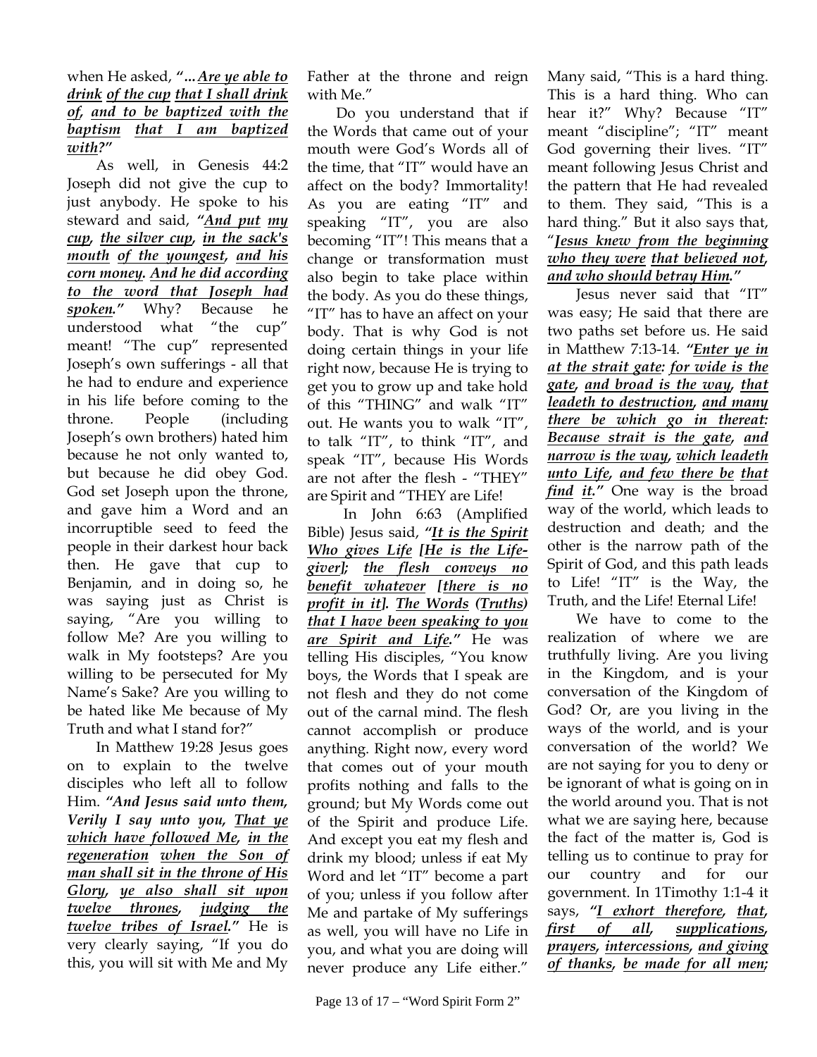when He asked, *"…Are ye able to drink of the cup that I shall drink of, and to be baptized with the baptism that I am baptized with?"*

As well, in Genesis 44:2 Joseph did not give the cup to just anybody. He spoke to his steward and said, *"And put my cup, the silver cup, in the sack's mouth of the youngest, and his corn money. And he did according to the word that Joseph had spoken."* Why? Because he understood what "the cup" meant! "The cup" represented Joseph's own sufferings - all that he had to endure and experience in his life before coming to the throne. People (including Joseph's own brothers) hated him because he not only wanted to, but because he did obey God. God set Joseph upon the throne, and gave him a Word and an incorruptible seed to feed the people in their darkest hour back then. He gave that cup to Benjamin, and in doing so, he was saying just as Christ is saying, "Are you willing to follow Me? Are you willing to walk in My footsteps? Are you willing to be persecuted for My Name's Sake? Are you willing to be hated like Me because of My Truth and what I stand for?"

In Matthew 19:28 Jesus goes on to explain to the twelve disciples who left all to follow Him. ***"And Jesus said unto them, Verily I say unto you, That ye which have followed Me, in the regeneration when the Son of man shall sit in the throne of His Glory, ye also shall sit upon twelve thrones, judging the twelve tribes of Israel."*** He is very clearly saying, "If you do this, you will sit with Me and My Father at the throne and reign with Me."

Do you understand that if the Words that came out of your mouth were God's Words all of the time, that "IT" would have an affect on the body? Immortality! As you are eating "IT" and speaking "IT", you are also becoming "IT"! This means that a change or transformation must also begin to take place within the body. As you do these things, "IT" has to have an affect on your body. That is why God is not doing certain things in your life right now, because He is trying to get you to grow up and take hold of this "THING" and walk "IT" out. He wants you to walk "IT", to talk "IT", to think "IT", and speak "IT", because His Words are not after the flesh - "THEY" are Spirit and "THEY are Life!

In John 6:63 (Amplified Bible) Jesus said, *"It is the Spirit Who gives Life [He is the Life-giver]; the flesh conveys no benefit whatever [there is no profit in it]. The Words (Truths) that I have been speaking to you are Spirit and Life."* He was telling His disciples, "You know boys, the Words that I speak are not flesh and they do not come out of the carnal mind. The flesh cannot accomplish or produce anything. Right now, every word that comes out of your mouth profits nothing and falls to the ground; but My Words come out of the Spirit and produce Life. And except you eat my flesh and drink my blood; unless if eat My Word and let "IT" become a part of you; unless if you follow after Me and partake of My sufferings as well, you will have no Life in you, and what you are doing will never produce any Life either." Many said, "This is a hard thing. This is a hard thing. Who can hear it?" Why? Because "IT" meant "discipline"; "IT" meant God governing their lives. "IT" meant following Jesus Christ and the pattern that He had revealed to them. They said, "This is a hard thing." But it also says that, "*Jesus knew from the beginning who they were that believed not, and who should betray Him."*

Jesus never said that "IT" was easy; He said that there are two paths set before us. He said in Matthew 7:13-14. *"Enter ye in at the strait gate: for wide is the gate, and broad is the way, that leadeth to destruction, and many there be which go in thereat: Because strait is the gate, and narrow is the way, which leadeth unto Life, and few there be that find it."* One way is the broad way of the world, which leads to destruction and death; and the other is the narrow path of the Spirit of God, and this path leads to Life! "IT" is the Way, the Truth, and the Life! Eternal Life!

We have to come to the realization of where we are truthfully living. Are you living in the Kingdom, and is your conversation of the Kingdom of God? Or, are you living in the ways of the world, and is your conversation of the world? We are not saying for you to deny or be ignorant of what is going on in the world around you. That is not what we are saying here, because the fact of the matter is, God is telling us to continue to pray for our country and for our government. In 1Timothy 1:1-4 it says, *"I exhort therefore, that, first of all, supplications, prayers, intercessions, and giving of thanks, be made for all men;*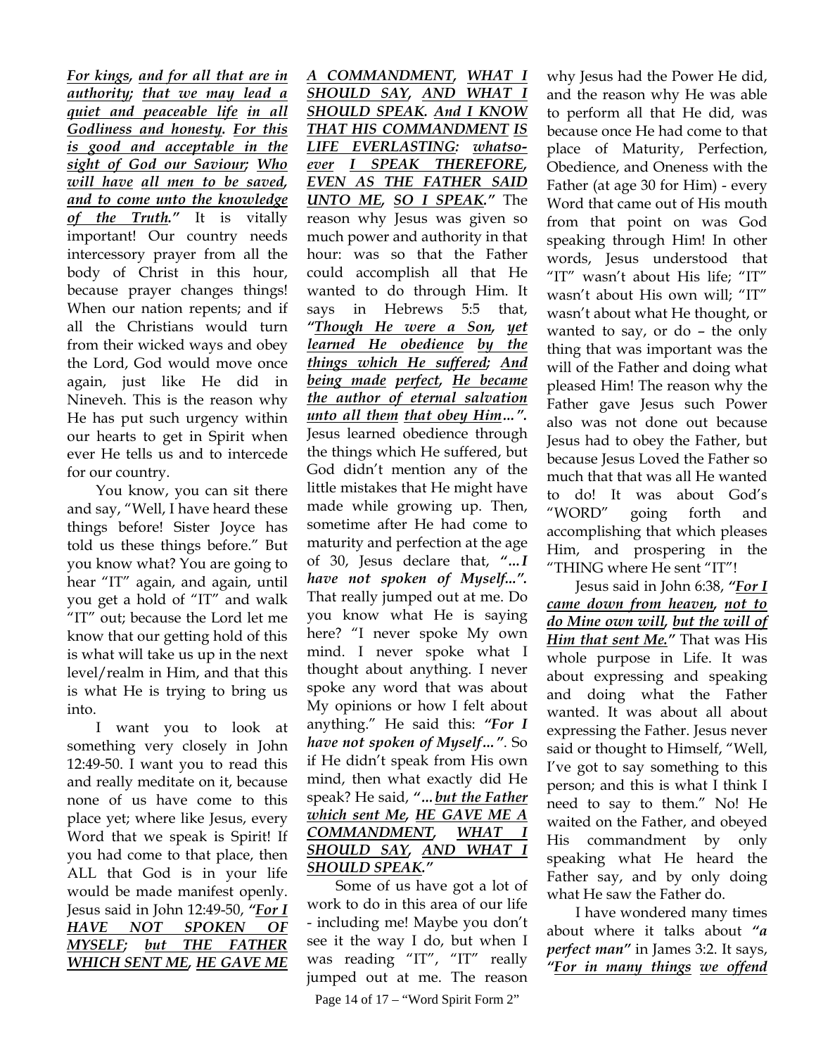***For kings, and for all that are in authority; that we may lead a quiet and peaceable life in all Godliness and honesty. For this is good and acceptable in the sight of God our Saviour; Who will have all men to be saved, and to come unto the knowledge of the Truth."*** It is vitally important! Our country needs intercessory prayer from all the body of Christ in this hour, because prayer changes things! When our nation repents; and if all the Christians would turn from their wicked ways and obey the Lord, God would move once again, just like He did in Nineveh. This is the reason why He has put such urgency within our hearts to get in Spirit when ever He tells us and to intercede for our country.

You know, you can sit there and say, "Well, I have heard these things before! Sister Joyce has told us these things before." But you know what? You are going to hear "IT" again, and again, until you get a hold of "IT" and walk "IT" out; because the Lord let me know that our getting hold of this is what will take us up in the next level/realm in Him, and that this is what He is trying to bring us into.

I want you to look at something very closely in John 12:49-50. I want you to read this and really meditate on it, because none of us have come to this place yet; where like Jesus, every Word that we speak is Spirit! If you had come to that place, then ALL that God is in your life would be made manifest openly. Jesus said in John 12:49-50, ***"For I HAVE NOT SPOKEN OF MYSELF; but THE FATHER WHICH SENT ME, HE GAVE ME A COMMANDMENT, WHAT I SHOULD SAY, AND WHAT I SHOULD SPEAK. And I KNOW THAT HIS COMMANDMENT IS LIFE EVERLASTING: whatsoever I SPEAK THEREFORE, EVEN AS THE FATHER SAID UNTO ME, SO I SPEAK."*** The reason why Jesus was given so much power and authority in that hour: was so that the Father could accomplish all that He wanted to do through Him. It says in Hebrews 5:5 that, ***"Though He were a Son, yet learned He obedience by the things which He suffered; And being made perfect, He became the author of eternal salvation unto all them that obey Him…".*** Jesus learned obedience through the things which He suffered, but God didn't mention any of the little mistakes that He might have made while growing up. Then, sometime after He had come to maturity and perfection at the age of 30, Jesus declare that, ***"…I have not spoken of Myself…".*** That really jumped out at me. Do you know what He is saying here? "I never spoke My own mind. I never spoke what I thought about anything. I never spoke any word that was about My opinions or how I felt about anything." He said this: ***"For I have not spoken of Myself…"***. So if He didn't speak from His own mind, then what exactly did He speak? He said, ***"…but the Father which sent Me, HE GAVE ME A COMMANDMENT, WHAT I SHOULD SAY, AND WHAT I SHOULD SPEAK."***

Some of us have got a lot of work to do in this area of our life - including me! Maybe you don't see it the way I do, but when I was reading "IT", "IT" really jumped out at me. The reason why Jesus had the Power He did, and the reason why He was able to perform all that He did, was because once He had come to that place of Maturity, Perfection, Obedience, and Oneness with the Father (at age 30 for Him) - every Word that came out of His mouth from that point on was God speaking through Him! In other words, Jesus understood that "IT" wasn't about His life; "IT" wasn't about His own will; "IT" wasn't about what He thought, or wanted to say, or do – the only thing that was important was the will of the Father and doing what pleased Him! The reason why the Father gave Jesus such Power also was not done out because Jesus had to obey the Father, but because Jesus Loved the Father so much that that was all He wanted to do! It was about God's "WORD" going forth and accomplishing that which pleases Him, and prospering in the "THING where He sent "IT"!

Jesus said in John 6:38, ***"For I came down from heaven, not to do Mine own will, but the will of Him that sent Me."*** That was His whole purpose in Life. It was about expressing and speaking and doing what the Father wanted. It was about all about expressing the Father. Jesus never said or thought to Himself, "Well, I've got to say something to this person; and this is what I think I need to say to them." No! He waited on the Father, and obeyed His commandment by only speaking what He heard the Father say, and by only doing what He saw the Father do.

I have wondered many times about where it talks about ***"a perfect man"*** in James 3:2. It says, ***"For in many things we offend***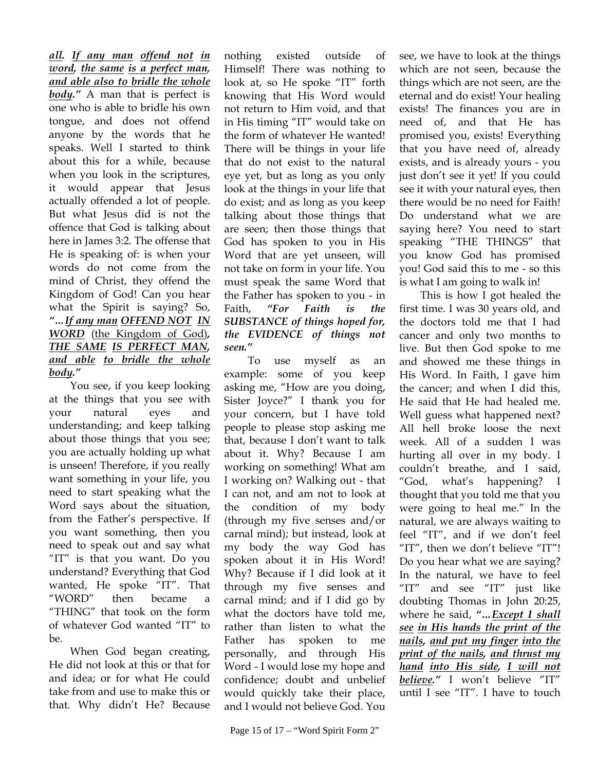***all. If any man offend not in word, the same is a perfect man, and able also to bridle the whole body."*** A man that is perfect is one who is able to bridle his own tongue, and does not offend anyone by the words that he speaks. Well I started to think about this for a while, because when you look in the scriptures, it would appear that Jesus actually offended a lot of people. But what Jesus did is not the offence that God is talking about here in James 3:2. The offense that He is speaking of: is when your words do not come from the mind of Christ, they offend the Kingdom of God! Can you hear what the Spirit is saying? So, ***"…If any man OFFEND NOT IN WORD*** (the Kingdom of God)***, THE SAME IS PERFECT MAN, and able to bridle the whole body."***

You see, if you keep looking at the things that you see with your natural eyes and understanding; and keep talking about those things that you see; you are actually holding up what is unseen! Therefore, if you really want something in your life, you need to start speaking what the Word says about the situation, from the Father's perspective. If you want something, then you need to speak out and say what "IT" is that you want. Do you understand? Everything that God wanted, He spoke "IT". That "WORD" then became a "THING" that took on the form of whatever God wanted "IT" to be.

When God began creating, He did not look at this or that for and idea; or for what He could take from and use to make this or that. Why didn't He? Because nothing existed outside of Himself! There was nothing to look at, so He spoke "IT" forth knowing that His Word would not return to Him void, and that in His timing "IT" would take on the form of whatever He wanted! There will be things in your life that do not exist to the natural eye yet, but as long as you only look at the things in your life that do exist; and as long as you keep talking about those things that are seen; then those things that God has spoken to you in His Word that are yet unseen, will not take on form in your life. You must speak the same Word that the Father has spoken to you - in Faith, ***"For Faith is the SUBSTANCE of things hoped for, the EVIDENCE of things not seen."***

To use myself as an example: some of you keep asking me, "How are you doing, Sister Joyce?" I thank you for your concern, but I have told people to please stop asking me that, because I don't want to talk about it. Why? Because I am working on something! What am I working on? Walking out - that I can not, and am not to look at the condition of my body (through my five senses and/or carnal mind); but instead, look at my body the way God has spoken about it in His Word! Why? Because if I did look at it through my five senses and carnal mind; and if I did go by what the doctors have told me, rather than listen to what the Father has spoken to me personally, and through His Word - I would lose my hope and confidence; doubt and unbelief would quickly take their place, and I would not believe God. You see, we have to look at the things which are not seen, because the things which are not seen, are the eternal and do exist! Your healing exists! The finances you are in need of, and that He has promised you, exists! Everything that you have need of, already exists, and is already yours - you just don't see it yet! If you could see it with your natural eyes, then there would be no need for Faith! Do understand what we are saying here? You need to start speaking "THE THINGS" that you know God has promised you! God said this to me - so this is what I am going to walk in!

This is how I got healed the first time. I was 30 years old, and the doctors told me that I had cancer and only two months to live. But then God spoke to me and showed me these things in His Word. In Faith, I gave him the cancer; and when I did this, He said that He had healed me. Well guess what happened next? All hell broke loose the next week. All of a sudden I was hurting all over in my body. I couldn't breathe, and I said, "God, what's happening? I thought that you told me that you were going to heal me." In the natural, we are always waiting to feel "IT", and if we don't feel "IT", then we don't believe "IT"! Do you hear what we are saying? In the natural, we have to feel "IT" and see "IT" just like doubting Thomas in John 20:25, where he said, ***"…Except I shall see in His hands the print of the nails, and put my finger into the print of the nails, and thrust my hand into His side, I will not believe."*** I won't believe "IT" until I see "IT". I have to touch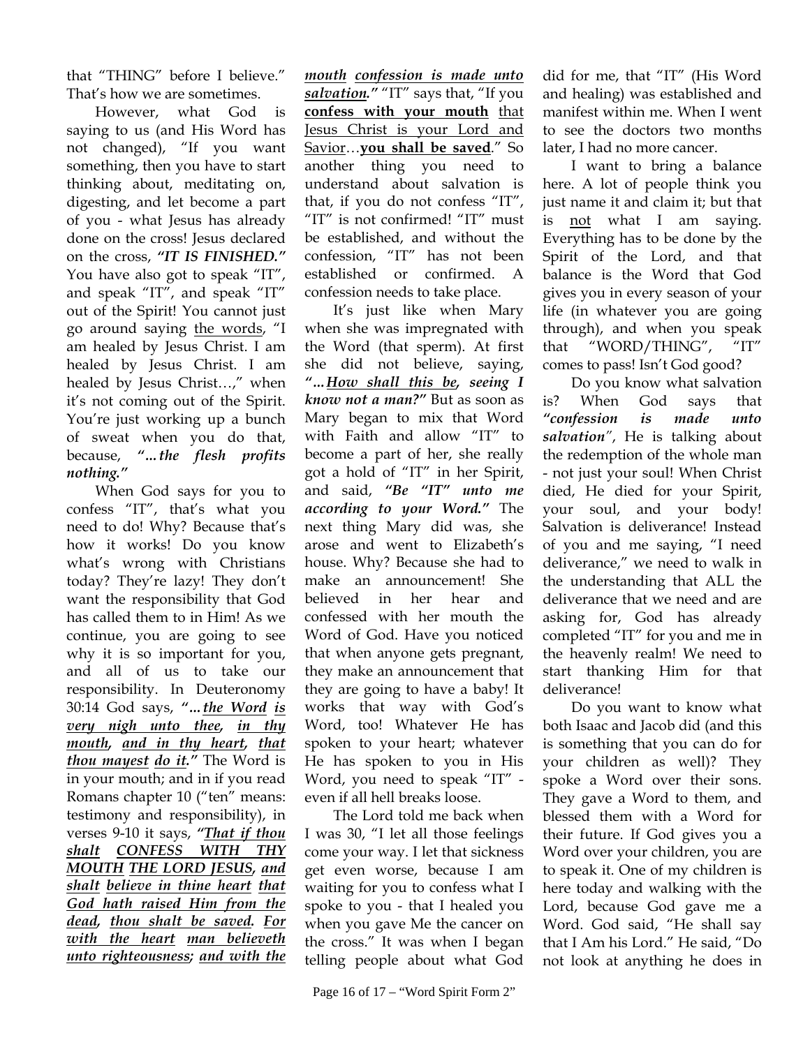that "THING" before I believe." That's how we are sometimes.

However, what God is saying to us (and His Word has not changed), "If you want something, then you have to start thinking about, meditating on, digesting, and let become a part of you - what Jesus has already done on the cross! Jesus declared on the cross, ***"IT IS FINISHED."*** You have also got to speak "IT", and speak "IT", and speak "IT" out of the Spirit! You cannot just go around saying <u>the words</u>, "I am healed by Jesus Christ. I am healed by Jesus Christ. I am healed by Jesus Christ…," when it's not coming out of the Spirit. You're just working up a bunch of sweat when you do that, because, ***"…the flesh profits nothing."***

When God says for you to confess "IT", that's what you need to do! Why? Because that's how it works! Do you know what's wrong with Christians today? They're lazy! They don't want the responsibility that God has called them to in Him! As we continue, you are going to see why it is so important for you, and all of us to take our responsibility. In Deuteronomy 30:14 God says, ***"…<u>the Word</u> <u>is very nigh unto thee</u>, <u>in thy mouth</u>, <u>and in thy heart</u>, <u>that thou mayest</u> <u>do it</u>."*** The Word is in your mouth; and in if you read Romans chapter 10 ("ten" means: testimony and responsibility), in verses 9-10 it says, ***"<u>That if thou shalt</u> <u>CONFESS WITH THY MOUTH</u> <u>THE LORD JESUS</u>, <u>and shalt</u> <u>believe in thine heart</u> <u>that God hath raised Him from the dead</u>, <u>thou shalt be saved</u>. <u>For with the heart</u> <u>man believeth unto righteousness</u>; <u>and with the mouth</u> <u>confession is made unto salvation</u>."*** "IT" says that, "If you **<u>confess with your mouth</u>** <u>that Jesus Christ is your Lord and Savior</u>…**<u>you shall be saved</u>**." So another thing you need to understand about salvation is that, if you do not confess "IT", "IT" is not confirmed! "IT" must be established, and without the confession, "IT" has not been established or confirmed. A confession needs to take place.

It's just like when Mary when she was impregnated with the Word (that sperm). At first she did not believe, saying, ***"…<u>How shall this be</u>, seeing I know not a man?"*** But as soon as Mary began to mix that Word with Faith and allow "IT" to become a part of her, she really got a hold of "IT" in her Spirit, and said, ***"Be "IT" unto me according to your Word."*** The next thing Mary did was, she arose and went to Elizabeth's house. Why? Because she had to make an announcement! She believed in her hear and confessed with her mouth the Word of God. Have you noticed that when anyone gets pregnant, they make an announcement that they are going to have a baby! It works that way with God's Word, too! Whatever He has spoken to your heart; whatever He has spoken to you in His Word, you need to speak "IT" - even if all hell breaks loose.

The Lord told me back when I was 30, "I let all those feelings come your way. I let that sickness get even worse, because I am waiting for you to confess what I spoke to you - that I healed you when you gave Me the cancer on the cross." It was when I began telling people about what God did for me, that "IT" (His Word and healing) was established and manifest within me. When I went to see the doctors two months later, I had no more cancer.

I want to bring a balance here. A lot of people think you just name it and claim it; but that is <u>not</u> what I am saying. Everything has to be done by the Spirit of the Lord, and that balance is the Word that God gives you in every season of your life (in whatever you are going through), and when you speak that "WORD/THING", "IT" comes to pass! Isn't God good?

Do you know what salvation is? When God says that ***"confession is made unto salvation"***, He is talking about the redemption of the whole man - not just your soul! When Christ died, He died for your Spirit, your soul, and your body! Salvation is deliverance! Instead of you and me saying, "I need deliverance," we need to walk in the understanding that ALL the deliverance that we need and are asking for, God has already completed "IT" for you and me in the heavenly realm! We need to start thanking Him for that deliverance!

Do you want to know what both Isaac and Jacob did (and this is something that you can do for your children as well)? They spoke a Word over their sons. They gave a Word to them, and blessed them with a Word for their future. If God gives you a Word over your children, you are to speak it. One of my children is here today and walking with the Lord, because God gave me a Word. God said, "He shall say that I Am his Lord." He said, "Do not look at anything he does in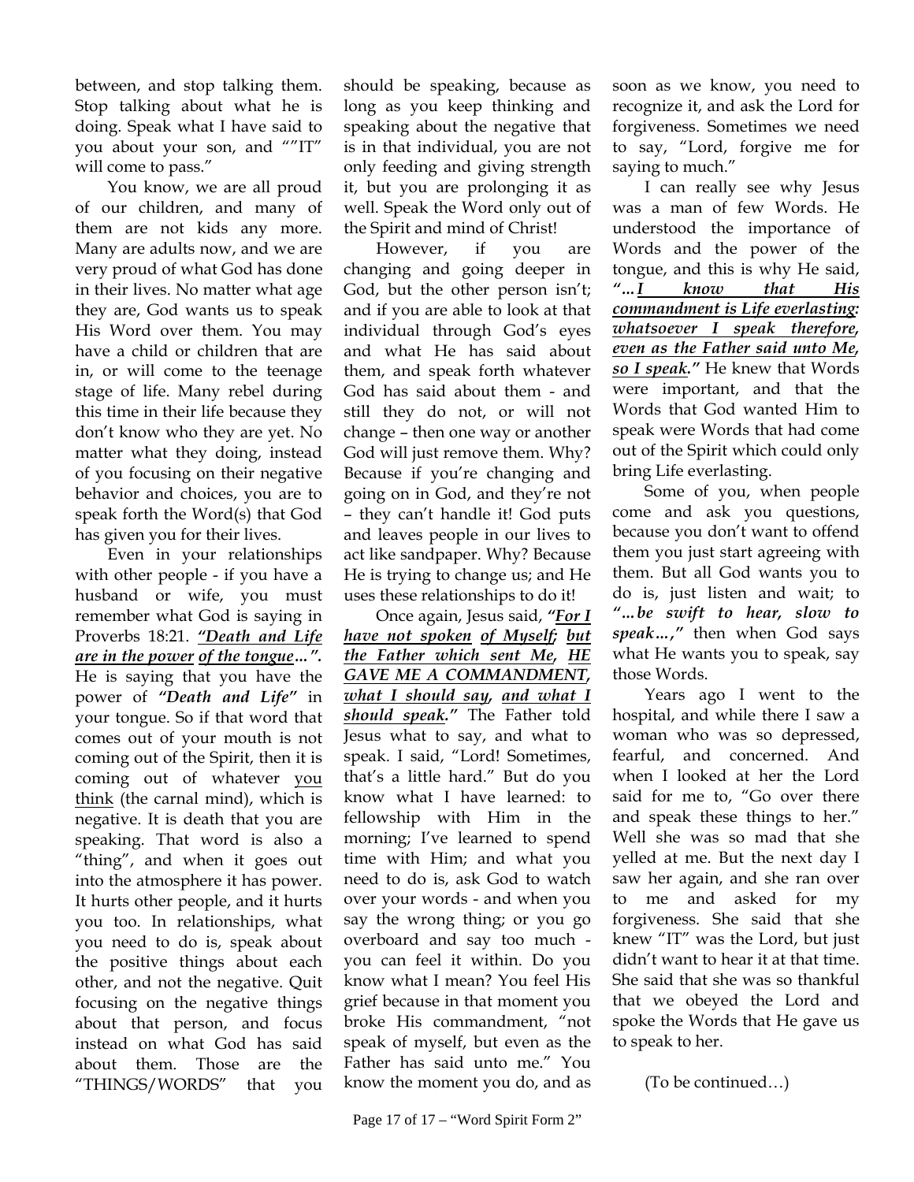between, and stop talking them. Stop talking about what he is doing. Speak what I have said to you about your son, and ""IT" will come to pass."

You know, we are all proud of our children, and many of them are not kids any more. Many are adults now, and we are very proud of what God has done in their lives. No matter what age they are, God wants us to speak His Word over them. You may have a child or children that are in, or will come to the teenage stage of life. Many rebel during this time in their life because they don't know who they are yet. No matter what they doing, instead of you focusing on their negative behavior and choices, you are to speak forth the Word(s) that God has given you for their lives.

Even in your relationships with other people - if you have a husband or wife, you must remember what God is saying in Proverbs 18:21. ***<u>"Death and Life are in the power</u> <u>of the tongue…"</u>.*** He is saying that you have the power of ***"Death and Life"*** in your tongue. So if that word that comes out of your mouth is not coming out of the Spirit, then it is coming out of whatever <u>you think</u> (the carnal mind), which is negative. It is death that you are speaking. That word is also a "thing", and when it goes out into the atmosphere it has power. It hurts other people, and it hurts you too. In relationships, what you need to do is, speak about the positive things about each other, and not the negative. Quit focusing on the negative things about that person, and focus instead on what God has said about them. Those are the "THINGS/WORDS" that you should be speaking, because as long as you keep thinking and speaking about the negative that is in that individual, you are not only feeding and giving strength it, but you are prolonging it as well. Speak the Word only out of the Spirit and mind of Christ!

However, if you are changing and going deeper in God, but the other person isn't; and if you are able to look at that individual through God's eyes and what He has said about them, and speak forth whatever God has said about them - and still they do not, or will not change – then one way or another God will just remove them. Why? Because if you're changing and going on in God, and they're not – they can't handle it! God puts and leaves people in our lives to act like sandpaper. Why? Because He is trying to change us; and He uses these relationships to do it!

Once again, Jesus said, ***"<u>For I have not spoken</u> <u>of Myself;</u> <u>but the Father which sent Me</u>, <u>HE GAVE ME A COMMANDMENT</u>, <u>what I should say</u>, <u>and what I should speak</u>."*** The Father told Jesus what to say, and what to speak. I said, "Lord! Sometimes, that's a little hard." But do you know what I have learned: to fellowship with Him in the morning; I've learned to spend time with Him; and what you need to do is, ask God to watch over your words - and when you say the wrong thing; or you go overboard and say too much - you can feel it within. Do you know what I mean? You feel His grief because in that moment you broke His commandment, "not speak of myself, but even as the Father has said unto me." You know the moment you do, and as soon as we know, you need to recognize it, and ask the Lord for forgiveness. Sometimes we need to say, "Lord, forgive me for saying to much."

I can really see why Jesus was a man of few Words. He understood the importance of Words and the power of the tongue, and this is why He said, ***"…<u>I know that His commandment is Life everlasting: whatsoever I speak therefore, even as the Father said unto Me, so I speak</u>."*** He knew that Words were important, and that the Words that God wanted Him to speak were Words that had come out of the Spirit which could only bring Life everlasting.

Some of you, when people come and ask you questions, because you don't want to offend them you just start agreeing with them. But all God wants you to do is, just listen and wait; to ***"…be swift to hear, slow to speak…,"*** then when God says what He wants you to speak, say those Words.

Years ago I went to the hospital, and while there I saw a woman who was so depressed, fearful, and concerned. And when I looked at her the Lord said for me to, "Go over there and speak these things to her." Well she was so mad that she yelled at me. But the next day I saw her again, and she ran over to me and asked for my forgiveness. She said that she knew "IT" was the Lord, but just didn't want to hear it at that time. She said that she was so thankful that we obeyed the Lord and spoke the Words that He gave us to speak to her.

(To be continued…)